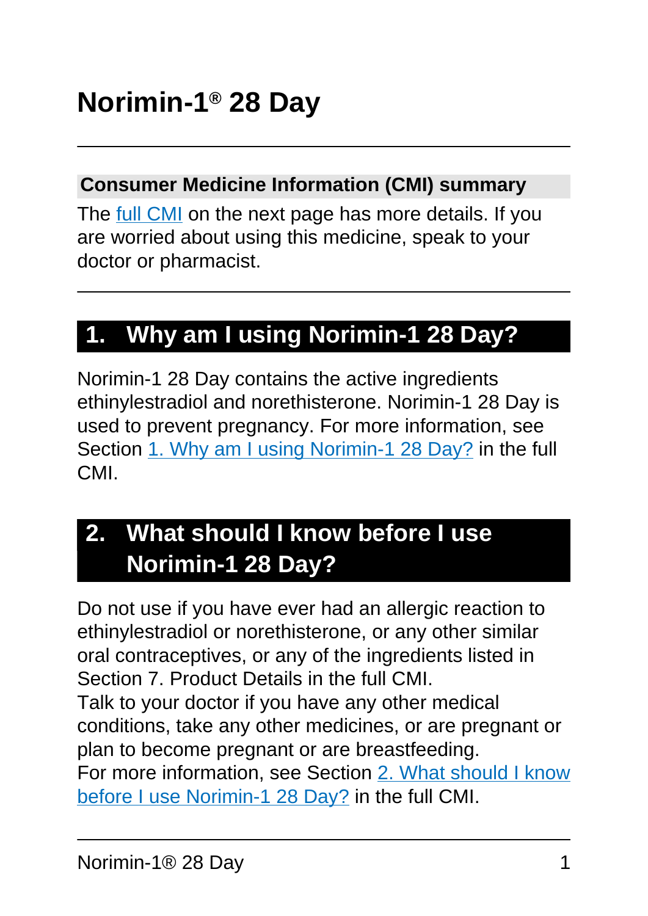# Norimin-1® 28 Day

## Consumer Medicine Information (CMI) summary

The full CMI on the next page has more details. If you are worried about using this medicine, speak to your doctor or pharmacist.

## 1. Why am I using Norimin-1 28 Day?

Norimin-1 28 Day contains the active ingredients ethinylestradiol and norethisterone. Norimin-1 28 Day is used to prevent pregnancy. For more information, see Section 1. Why am I using Norimin-1 28 Day? in the full CMI.

## 2. What should I know before I use Norimin-1 28 Day?

Do not use if you have ever had an allergic reaction to ethinylestradiol or norethisterone, or any other similar oral contraceptives, or any of the ingredients listed in Section 7. Product Details in the full CMI.
Talk to your doctor if you have any other medical conditions, take any other medicines, or are pregnant or plan to become pregnant or are breastfeeding.
For more information, see Section 2. What should I know before I use Norimin-1 28 Day? in the full CMI.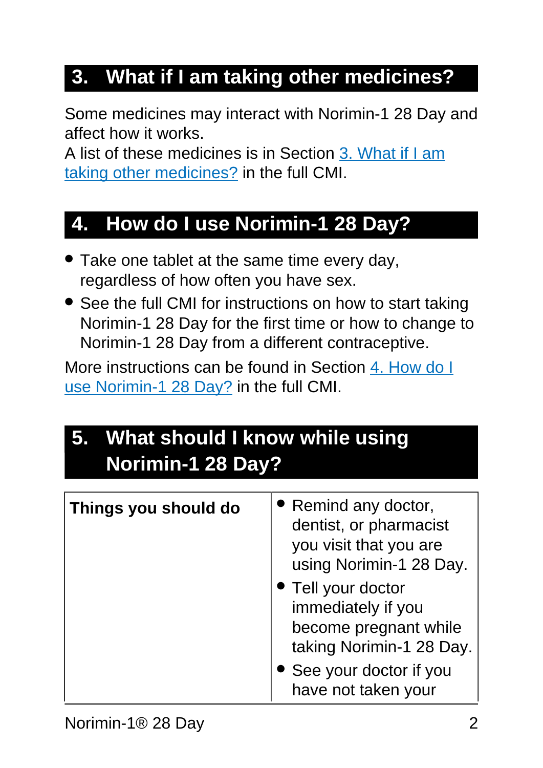## 3. What if I am taking other medicines?

Some medicines may interact with Norimin-1 28 Day and affect how it works.

A list of these medicines is in Section 3. What if I am taking other medicines? in the full CMI.

## 4. How do I use Norimin-1 28 Day?

- Take one tablet at the same time every day, regardless of how often you have sex.
- See the full CMI for instructions on how to start taking Norimin-1 28 Day for the first time or how to change to Norimin-1 28 Day from a different contraceptive.

More instructions can be found in Section 4. How do I use Norimin-1 28 Day? in the full CMI.

## 5. What should I know while using Norimin-1 28 Day?

| | |
|---|---|
| **Things you should do** | • Remind any doctor, dentist, or pharmacist you visit that you are using Norimin-1 28 Day.<br>• Tell your doctor immediately if you become pregnant while taking Norimin-1 28 Day.<br>• See your doctor if you have not taken your |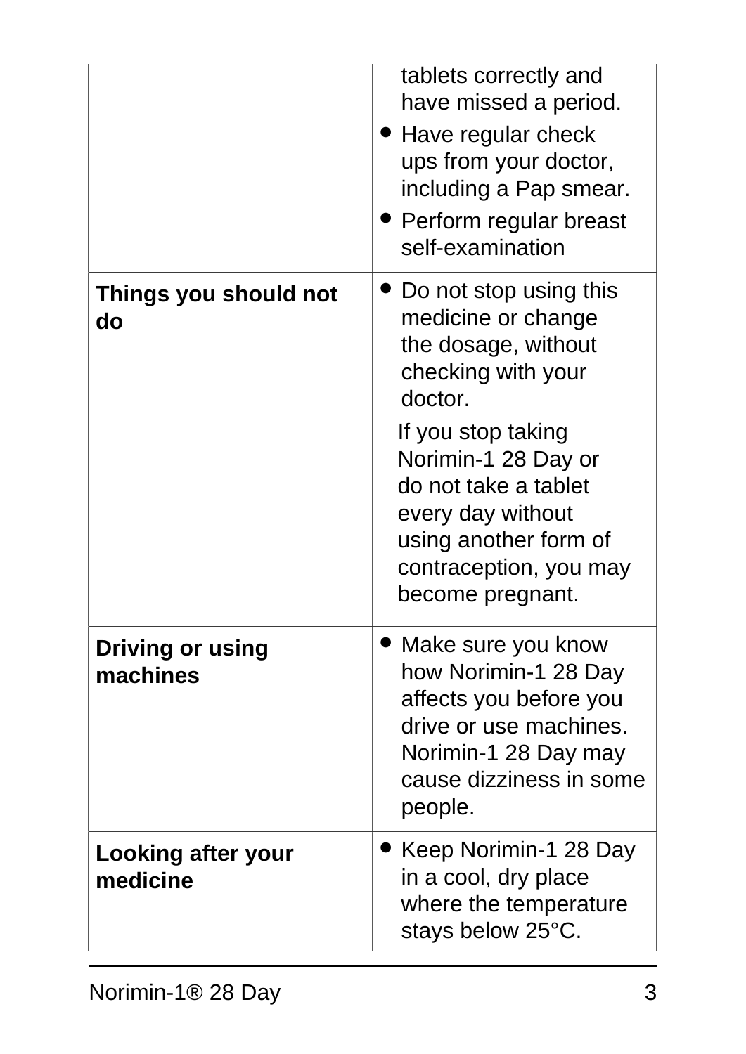| | |
|---|---|
| | tablets correctly and have missed a period.<br>• Have regular check ups from your doctor, including a Pap smear.<br>• Perform regular breast self-examination |
| **Things you should not do** | • Do not stop using this medicine or change the dosage, without checking with your doctor.<br>If you stop taking Norimin-1 28 Day or do not take a tablet every day without using another form of contraception, you may become pregnant. |
| **Driving or using machines** | • Make sure you know how Norimin-1 28 Day affects you before you drive or use machines. Norimin-1 28 Day may cause dizziness in some people. |
| **Looking after your medicine** | • Keep Norimin-1 28 Day in a cool, dry place where the temperature stays below 25°C. |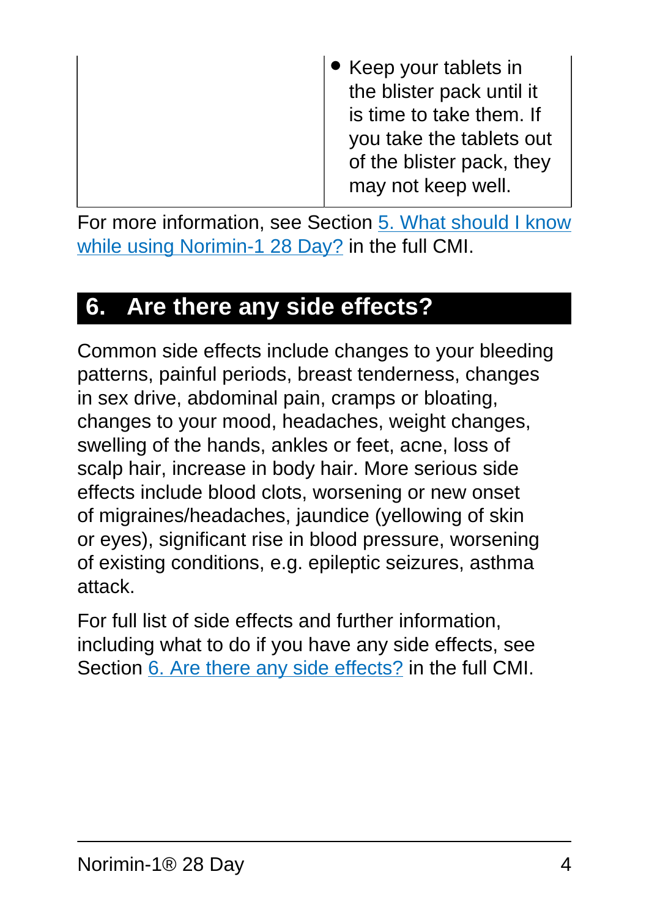| | |
|---|---|
| | • Keep your tablets in the blister pack until it is time to take them. If you take the tablets out of the blister pack, they may not keep well. |

For more information, see Section 5. What should I know while using Norimin-1 28 Day? in the full CMI.

## 6. Are there any side effects?

Common side effects include changes to your bleeding patterns, painful periods, breast tenderness, changes in sex drive, abdominal pain, cramps or bloating, changes to your mood, headaches, weight changes, swelling of the hands, ankles or feet, acne, loss of scalp hair, increase in body hair. More serious side effects include blood clots, worsening or new onset of migraines/headaches, jaundice (yellowing of skin or eyes), significant rise in blood pressure, worsening of existing conditions, e.g. epileptic seizures, asthma attack.

For full list of side effects and further information, including what to do if you have any side effects, see Section 6. Are there any side effects? in the full CMI.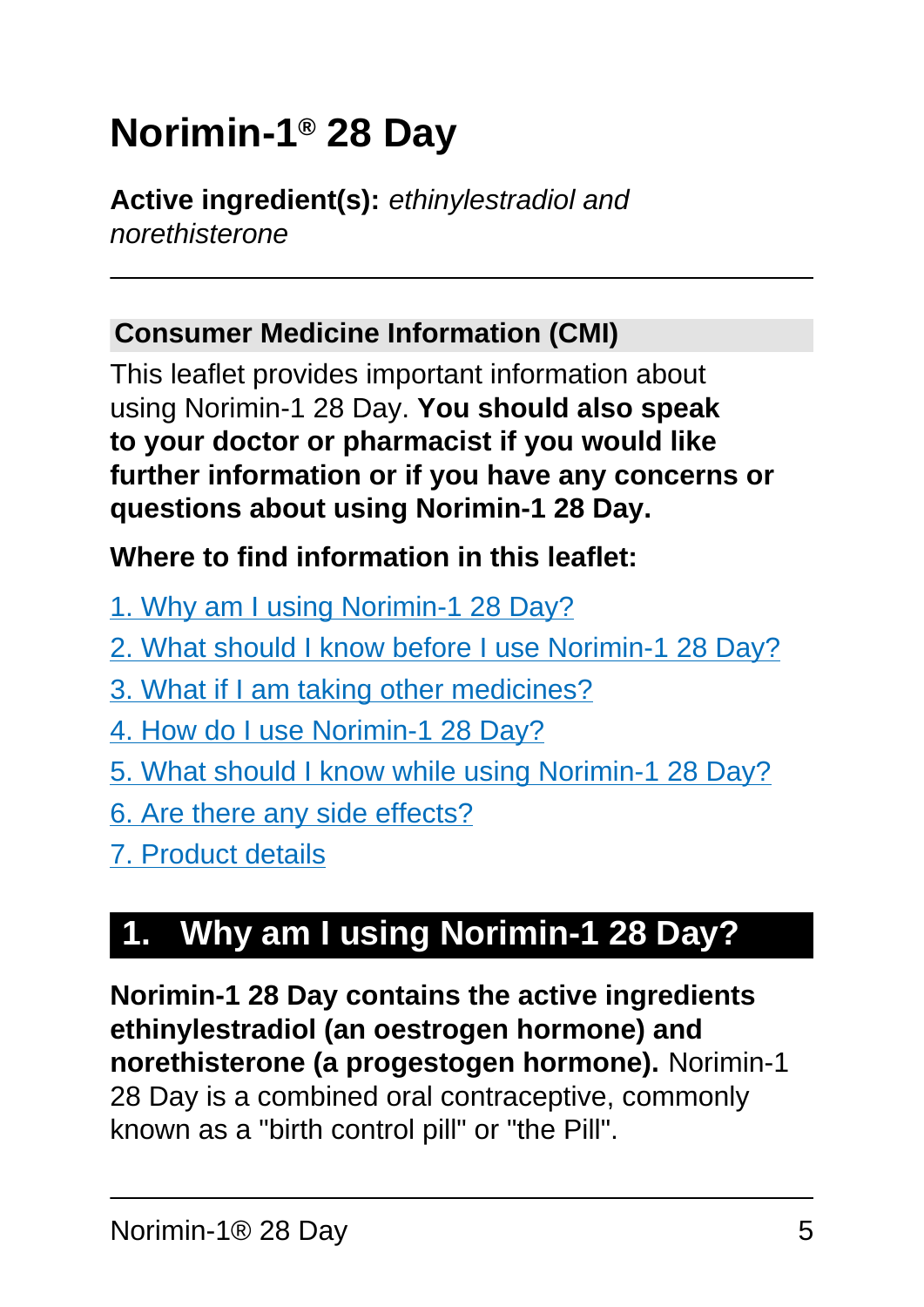# Norimin-1® 28 Day

**Active ingredient(s):** *ethinylestradiol and norethisterone*

## Consumer Medicine Information (CMI)

This leaflet provides important information about using Norimin-1 28 Day. **You should also speak to your doctor or pharmacist if you would like further information or if you have any concerns or questions about using Norimin-1 28 Day.**

**Where to find information in this leaflet:**

1. Why am I using Norimin-1 28 Day?
2. What should I know before I use Norimin-1 28 Day?
3. What if I am taking other medicines?
4. How do I use Norimin-1 28 Day?
5. What should I know while using Norimin-1 28 Day?
6. Are there any side effects?
7. Product details

## 1. Why am I using Norimin-1 28 Day?

**Norimin-1 28 Day contains the active ingredients ethinylestradiol (an oestrogen hormone) and norethisterone (a progestogen hormone).** Norimin-1 28 Day is a combined oral contraceptive, commonly known as a "birth control pill" or "the Pill".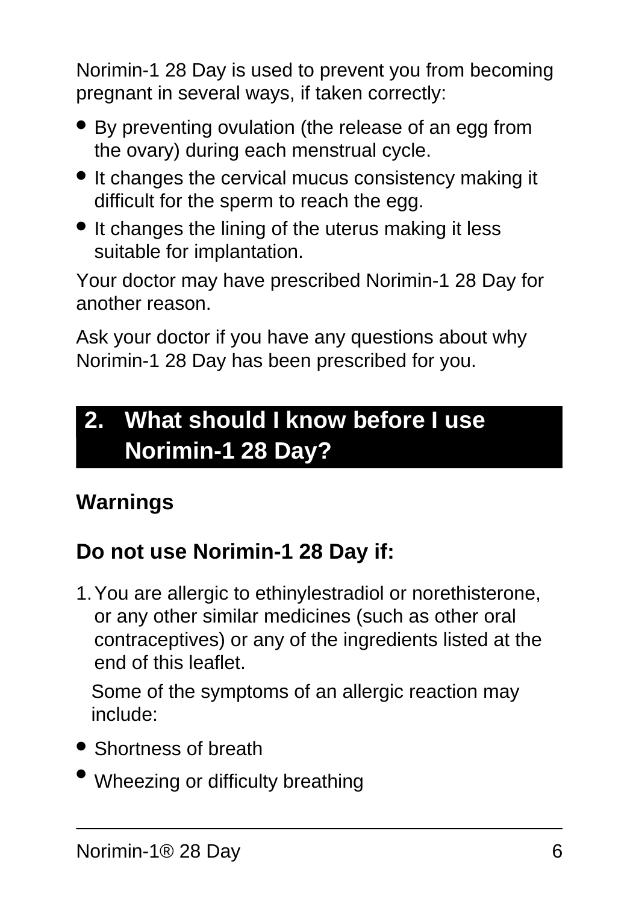Norimin-1 28 Day is used to prevent you from becoming pregnant in several ways, if taken correctly:

- By preventing ovulation (the release of an egg from the ovary) during each menstrual cycle.
- It changes the cervical mucus consistency making it difficult for the sperm to reach the egg.
- It changes the lining of the uterus making it less suitable for implantation.

Your doctor may have prescribed Norimin-1 28 Day for another reason.

Ask your doctor if you have any questions about why Norimin-1 28 Day has been prescribed for you.

## 2. What should I know before I use Norimin-1 28 Day?

### Warnings

### Do not use Norimin-1 28 Day if:

1. You are allergic to ethinylestradiol or norethisterone, or any other similar medicines (such as other oral contraceptives) or any of the ingredients listed at the end of this leaflet.

   Some of the symptoms of an allergic reaction may include:

- Shortness of breath
- Wheezing or difficulty breathing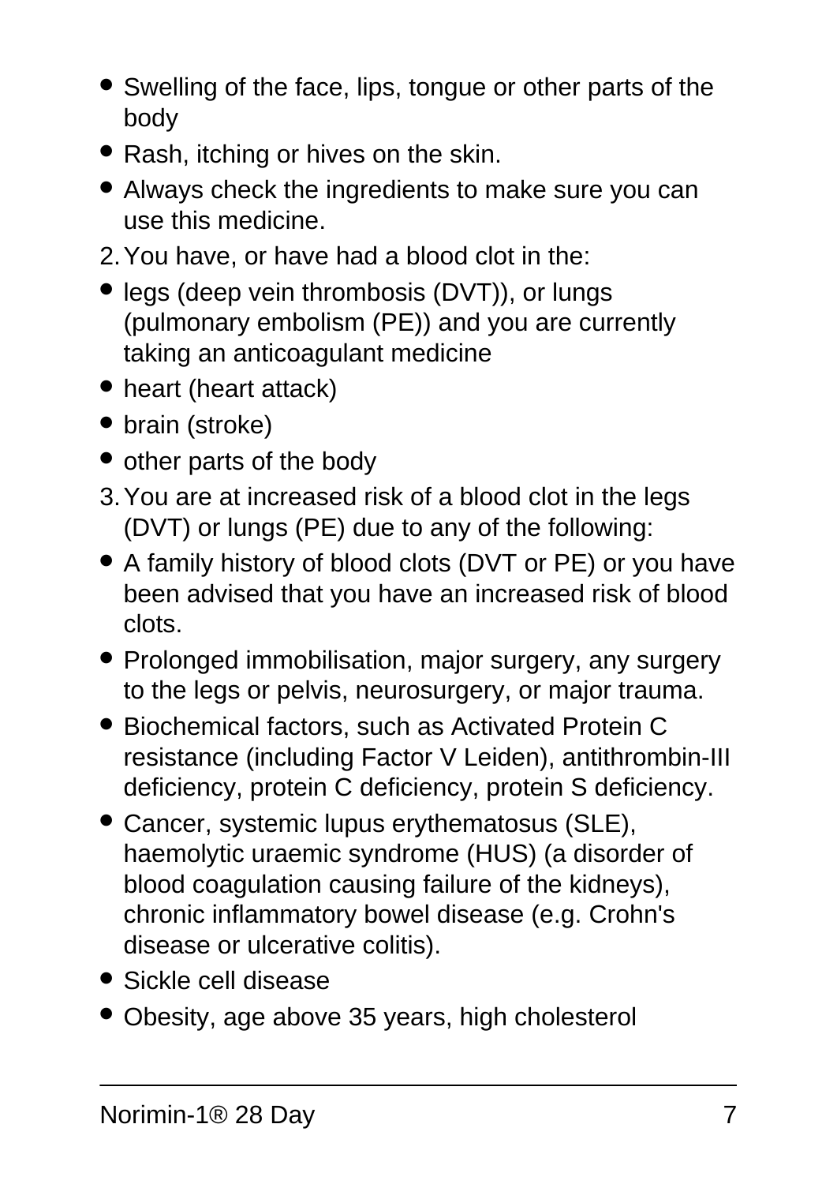- Swelling of the face, lips, tongue or other parts of the body
- Rash, itching or hives on the skin.
- Always check the ingredients to make sure you can use this medicine.

2. You have, or have had a blood clot in the:

- legs (deep vein thrombosis (DVT)), or lungs (pulmonary embolism (PE)) and you are currently taking an anticoagulant medicine
- heart (heart attack)
- brain (stroke)
- other parts of the body

3. You are at increased risk of a blood clot in the legs (DVT) or lungs (PE) due to any of the following:

- A family history of blood clots (DVT or PE) or you have been advised that you have an increased risk of blood clots.
- Prolonged immobilisation, major surgery, any surgery to the legs or pelvis, neurosurgery, or major trauma.
- Biochemical factors, such as Activated Protein C resistance (including Factor V Leiden), antithrombin-III deficiency, protein C deficiency, protein S deficiency.
- Cancer, systemic lupus erythematosus (SLE), haemolytic uraemic syndrome (HUS) (a disorder of blood coagulation causing failure of the kidneys), chronic inflammatory bowel disease (e.g. Crohn's disease or ulcerative colitis).
- Sickle cell disease
- Obesity, age above 35 years, high cholesterol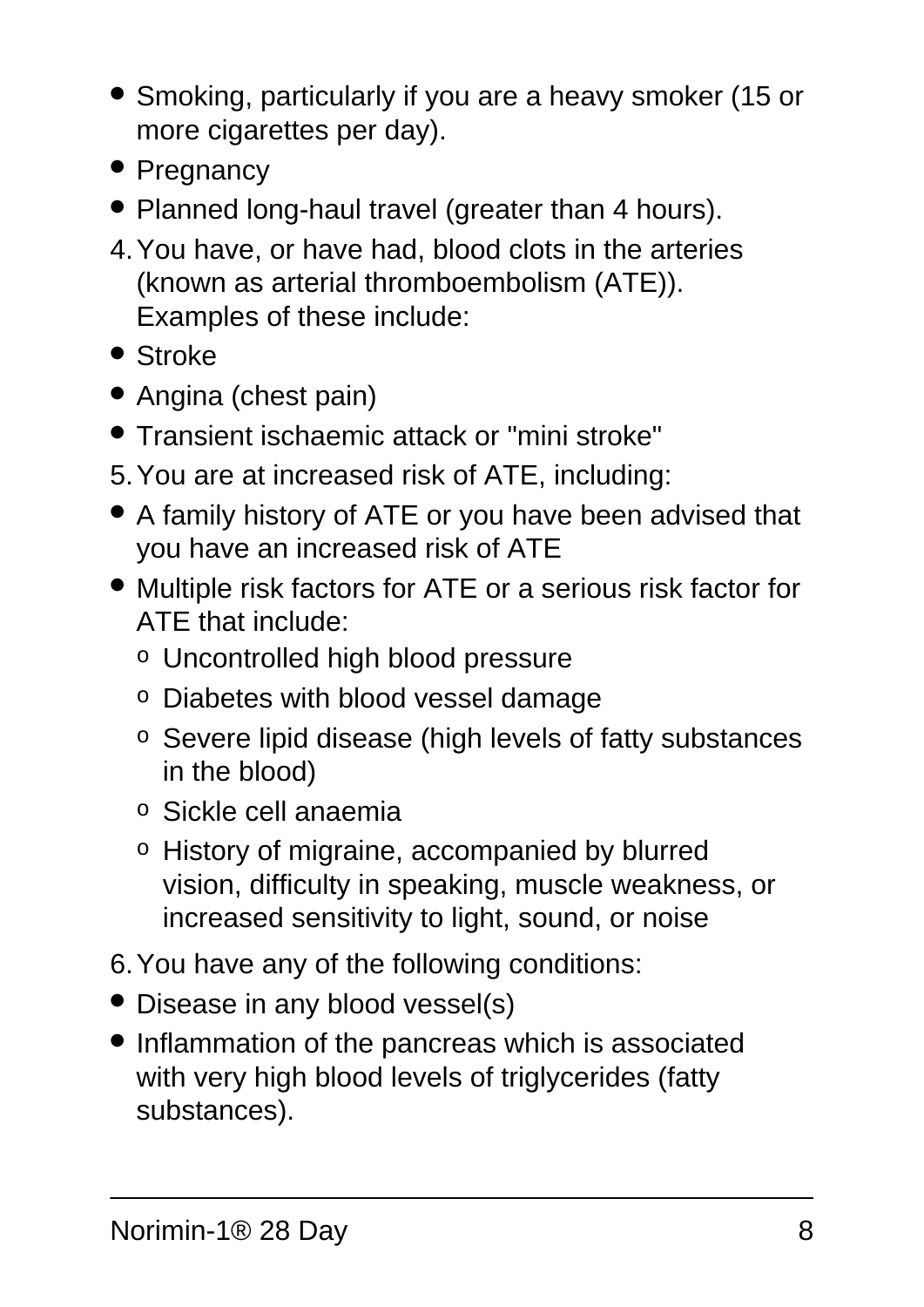- Smoking, particularly if you are a heavy smoker (15 or more cigarettes per day).
- Pregnancy
- Planned long-haul travel (greater than 4 hours).

4. You have, or have had, blood clots in the arteries (known as arterial thromboembolism (ATE)). Examples of these include:

- Stroke
- Angina (chest pain)
- Transient ischaemic attack or "mini stroke"

5. You are at increased risk of ATE, including:

- A family history of ATE or you have been advised that you have an increased risk of ATE
- Multiple risk factors for ATE or a serious risk factor for ATE that include:
    - Uncontrolled high blood pressure
    - Diabetes with blood vessel damage
    - Severe lipid disease (high levels of fatty substances in the blood)
    - Sickle cell anaemia
    - History of migraine, accompanied by blurred vision, difficulty in speaking, muscle weakness, or increased sensitivity to light, sound, or noise

6. You have any of the following conditions:

- Disease in any blood vessel(s)
- Inflammation of the pancreas which is associated with very high blood levels of triglycerides (fatty substances).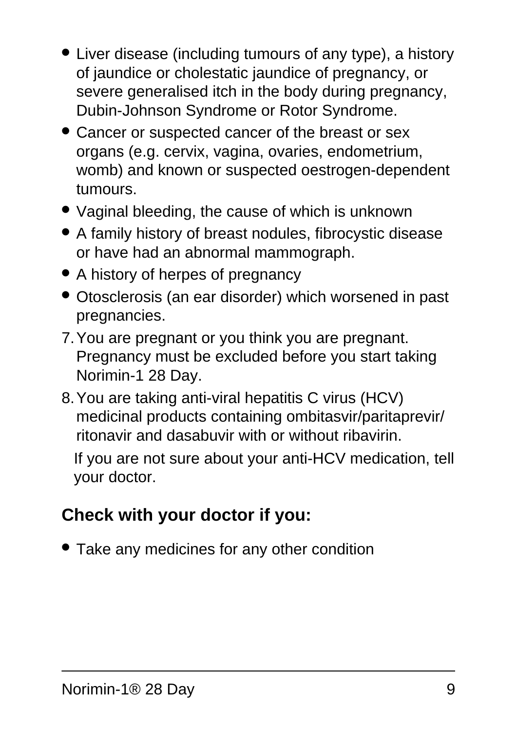- Liver disease (including tumours of any type), a history of jaundice or cholestatic jaundice of pregnancy, or severe generalised itch in the body during pregnancy, Dubin-Johnson Syndrome or Rotor Syndrome.
- Cancer or suspected cancer of the breast or sex organs (e.g. cervix, vagina, ovaries, endometrium, womb) and known or suspected oestrogen-dependent tumours.
- Vaginal bleeding, the cause of which is unknown
- A family history of breast nodules, fibrocystic disease or have had an abnormal mammograph.
- A history of herpes of pregnancy
- Otosclerosis (an ear disorder) which worsened in past pregnancies.

7. You are pregnant or you think you are pregnant. Pregnancy must be excluded before you start taking Norimin-1 28 Day.
8. You are taking anti-viral hepatitis C virus (HCV) medicinal products containing ombitasvir/paritaprevir/ritonavir and dasabuvir with or without ribavirin.

   If you are not sure about your anti-HCV medication, tell your doctor.

## Check with your doctor if you:

- Take any medicines for any other condition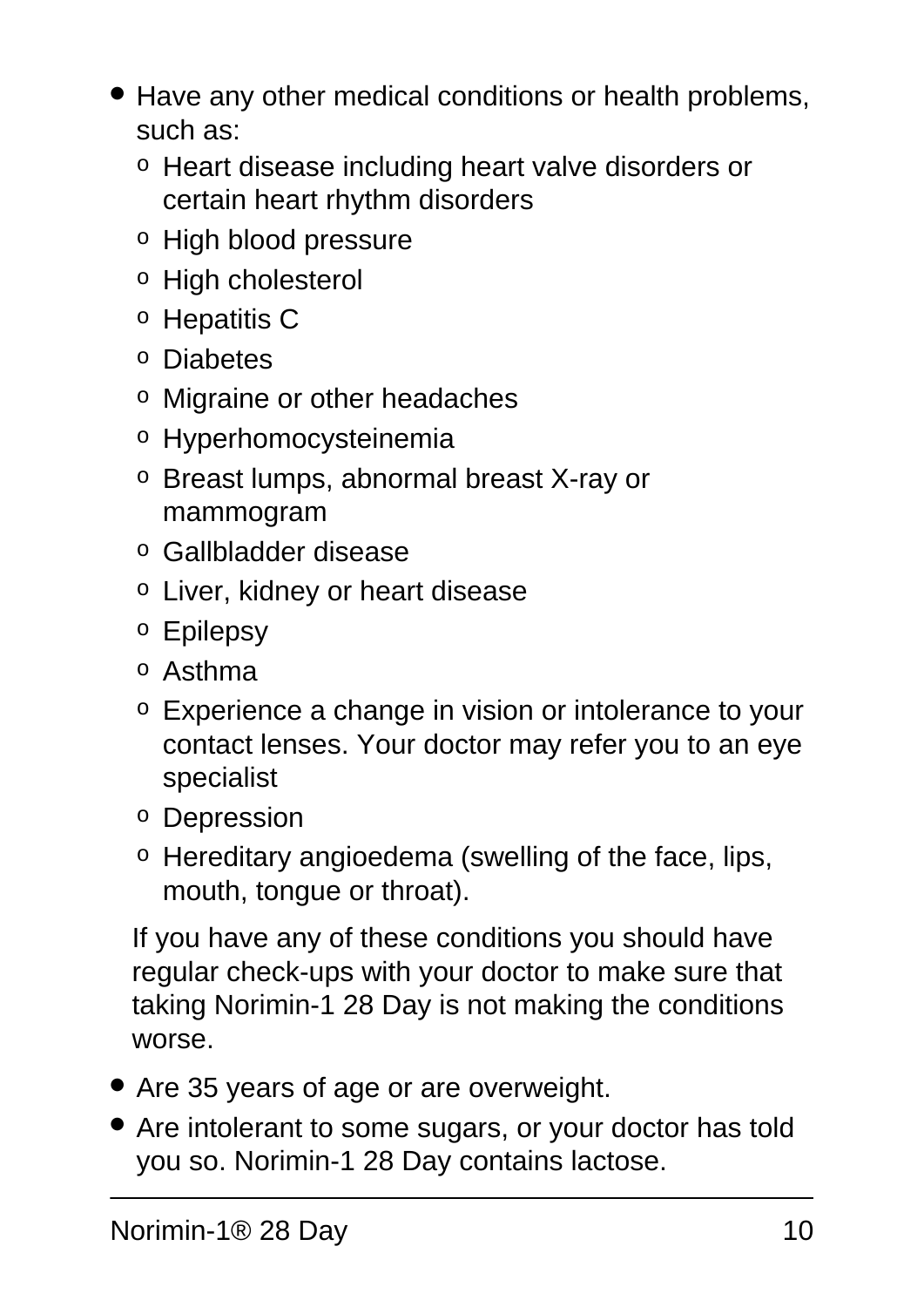- Have any other medical conditions or health problems, such as:
  - Heart disease including heart valve disorders or certain heart rhythm disorders
  - High blood pressure
  - High cholesterol
  - Hepatitis C
  - Diabetes
  - Migraine or other headaches
  - Hyperhomocysteinemia
  - Breast lumps, abnormal breast X-ray or mammogram
  - Gallbladder disease
  - Liver, kidney or heart disease
  - Epilepsy
  - Asthma
  - Experience a change in vision or intolerance to your contact lenses. Your doctor may refer you to an eye specialist
  - Depression
  - Hereditary angioedema (swelling of the face, lips, mouth, tongue or throat).

  If you have any of these conditions you should have regular check-ups with your doctor to make sure that taking Norimin-1 28 Day is not making the conditions worse.
- Are 35 years of age or are overweight.
- Are intolerant to some sugars, or your doctor has told you so. Norimin-1 28 Day contains lactose.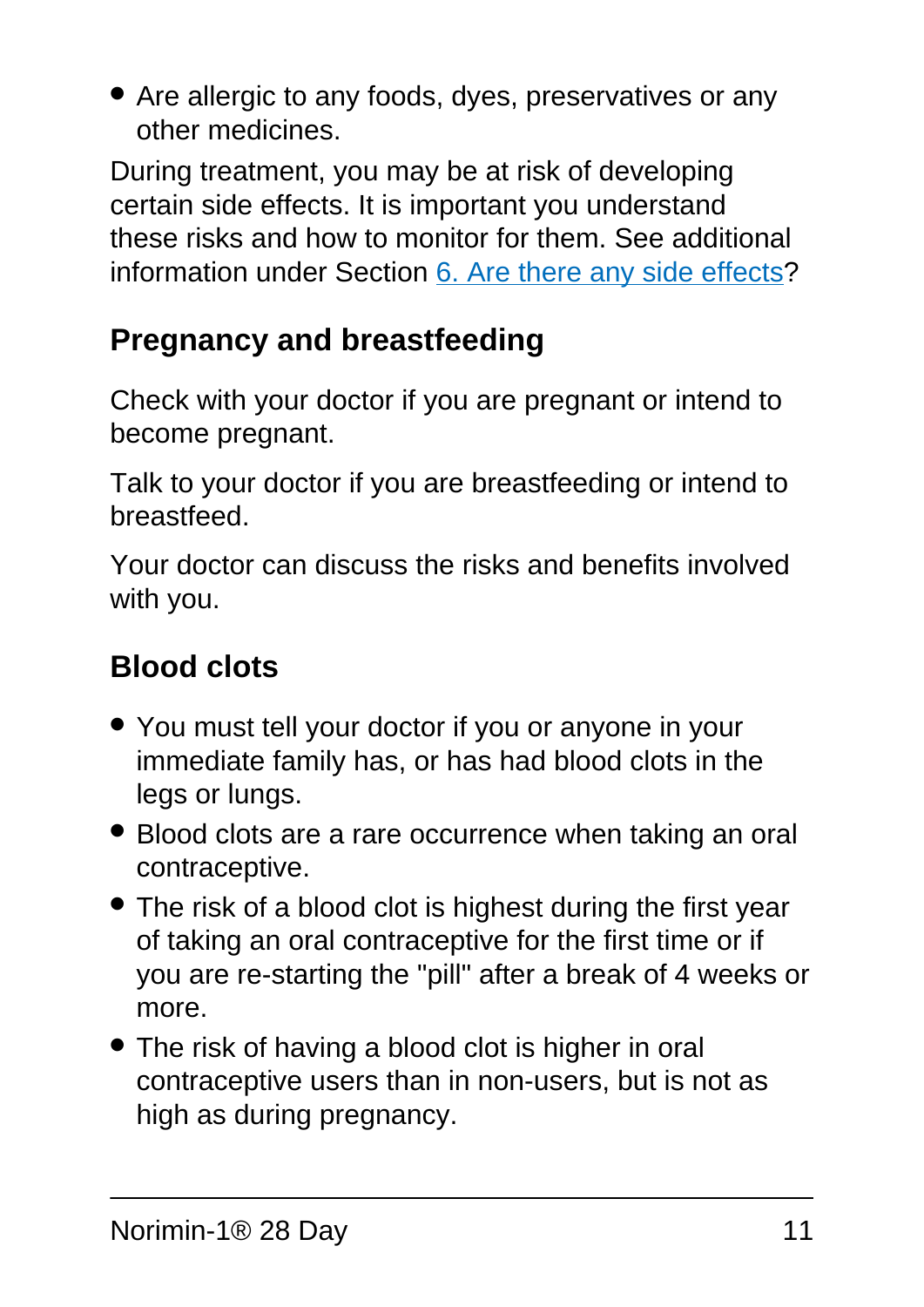- Are allergic to any foods, dyes, preservatives or any other medicines.

During treatment, you may be at risk of developing certain side effects. It is important you understand these risks and how to monitor for them. See additional information under Section [6. Are there any side effects](#)?

### Pregnancy and breastfeeding

Check with your doctor if you are pregnant or intend to become pregnant.

Talk to your doctor if you are breastfeeding or intend to breastfeed.

Your doctor can discuss the risks and benefits involved with you.

### Blood clots

- You must tell your doctor if you or anyone in your immediate family has, or has had blood clots in the legs or lungs.
- Blood clots are a rare occurrence when taking an oral contraceptive.
- The risk of a blood clot is highest during the first year of taking an oral contraceptive for the first time or if you are re-starting the "pill" after a break of 4 weeks or more.
- The risk of having a blood clot is higher in oral contraceptive users than in non-users, but is not as high as during pregnancy.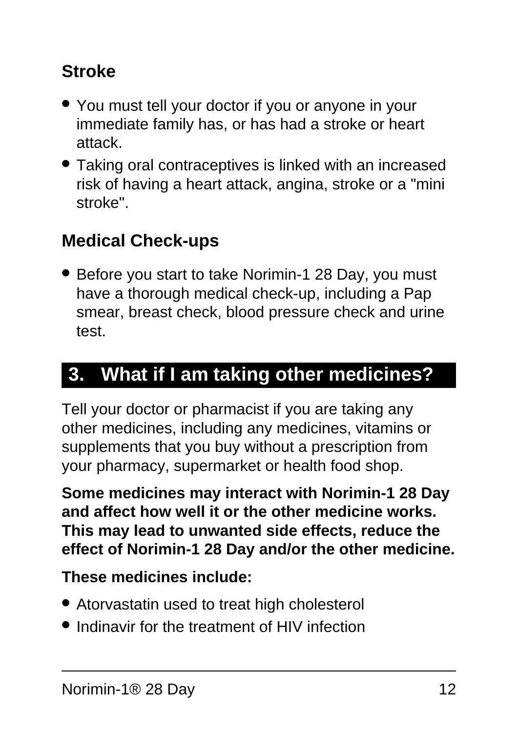### Stroke

- You must tell your doctor if you or anyone in your immediate family has, or has had a stroke or heart attack.
- Taking oral contraceptives is linked with an increased risk of having a heart attack, angina, stroke or a "mini stroke".

### Medical Check-ups

- Before you start to take Norimin-1 28 Day, you must have a thorough medical check-up, including a Pap smear, breast check, blood pressure check and urine test.

## 3. What if I am taking other medicines?

Tell your doctor or pharmacist if you are taking any other medicines, including any medicines, vitamins or supplements that you buy without a prescription from your pharmacy, supermarket or health food shop.

**Some medicines may interact with Norimin-1 28 Day and affect how well it or the other medicine works. This may lead to unwanted side effects, reduce the effect of Norimin-1 28 Day and/or the other medicine.**

**These medicines include:**

- Atorvastatin used to treat high cholesterol
- Indinavir for the treatment of HIV infection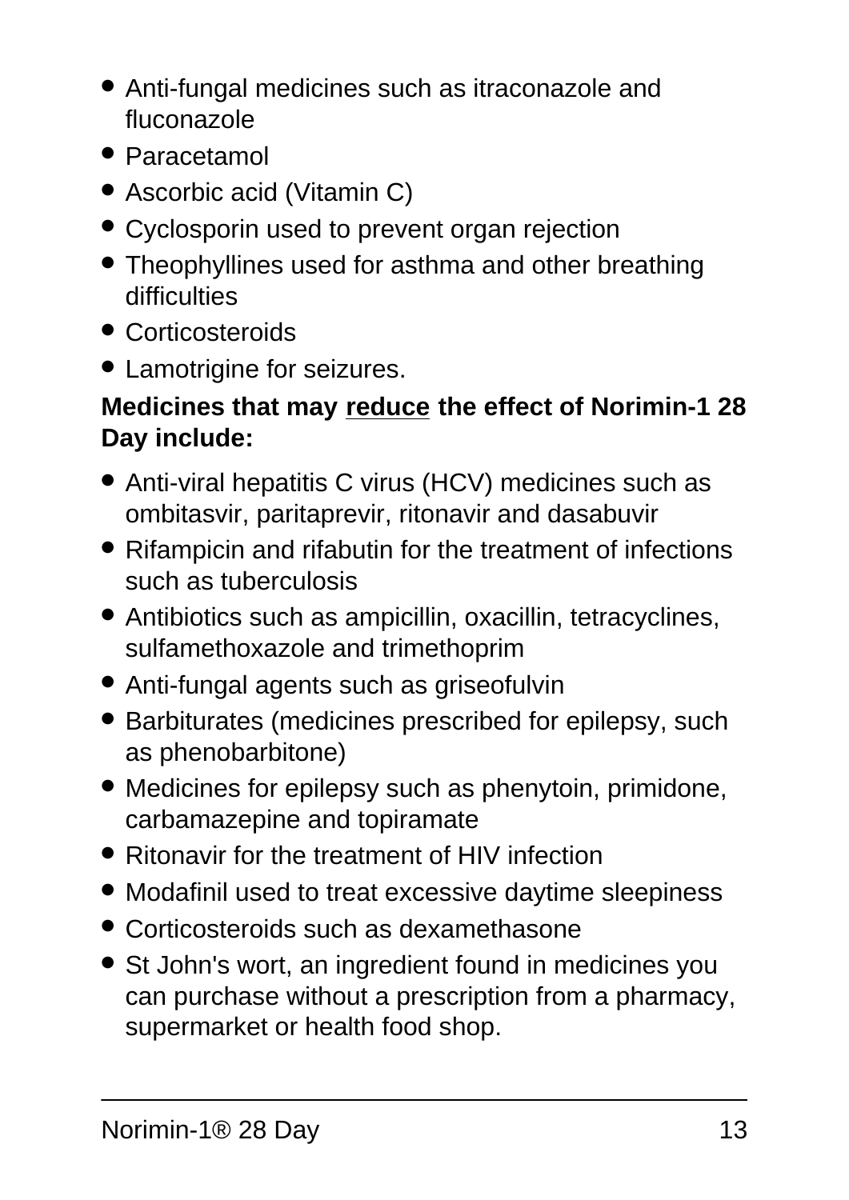- Anti-fungal medicines such as itraconazole and fluconazole
- Paracetamol
- Ascorbic acid (Vitamin C)
- Cyclosporin used to prevent organ rejection
- Theophyllines used for asthma and other breathing difficulties
- Corticosteroids
- Lamotrigine for seizures.

**Medicines that may <u>reduce</u> the effect of Norimin-1 28 Day include:**

- Anti-viral hepatitis C virus (HCV) medicines such as ombitasvir, paritaprevir, ritonavir and dasabuvir
- Rifampicin and rifabutin for the treatment of infections such as tuberculosis
- Antibiotics such as ampicillin, oxacillin, tetracyclines, sulfamethoxazole and trimethoprim
- Anti-fungal agents such as griseofulvin
- Barbiturates (medicines prescribed for epilepsy, such as phenobarbitone)
- Medicines for epilepsy such as phenytoin, primidone, carbamazepine and topiramate
- Ritonavir for the treatment of HIV infection
- Modafinil used to treat excessive daytime sleepiness
- Corticosteroids such as dexamethasone
- St John's wort, an ingredient found in medicines you can purchase without a prescription from a pharmacy, supermarket or health food shop.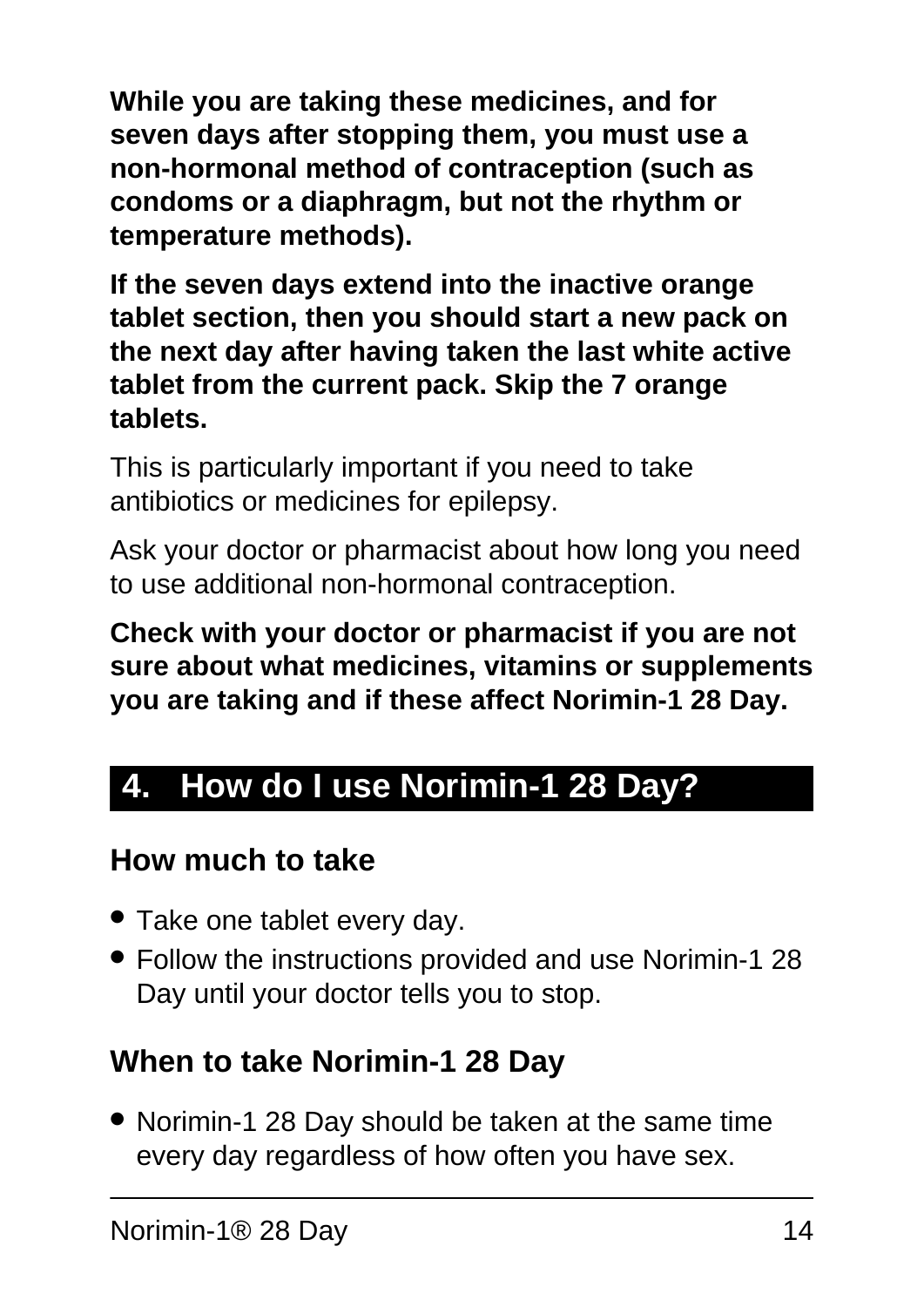**While you are taking these medicines, and for seven days after stopping them, you must use a non-hormonal method of contraception (such as condoms or a diaphragm, but not the rhythm or temperature methods).**

**If the seven days extend into the inactive orange tablet section, then you should start a new pack on the next day after having taken the last white active tablet from the current pack. Skip the 7 orange tablets.**

This is particularly important if you need to take antibiotics or medicines for epilepsy.

Ask your doctor or pharmacist about how long you need to use additional non-hormonal contraception.

**Check with your doctor or pharmacist if you are not sure about what medicines, vitamins or supplements you are taking and if these affect Norimin-1 28 Day.**

## 4. How do I use Norimin-1 28 Day?

### How much to take

- Take one tablet every day.
- Follow the instructions provided and use Norimin-1 28 Day until your doctor tells you to stop.

### When to take Norimin-1 28 Day

- Norimin-1 28 Day should be taken at the same time every day regardless of how often you have sex.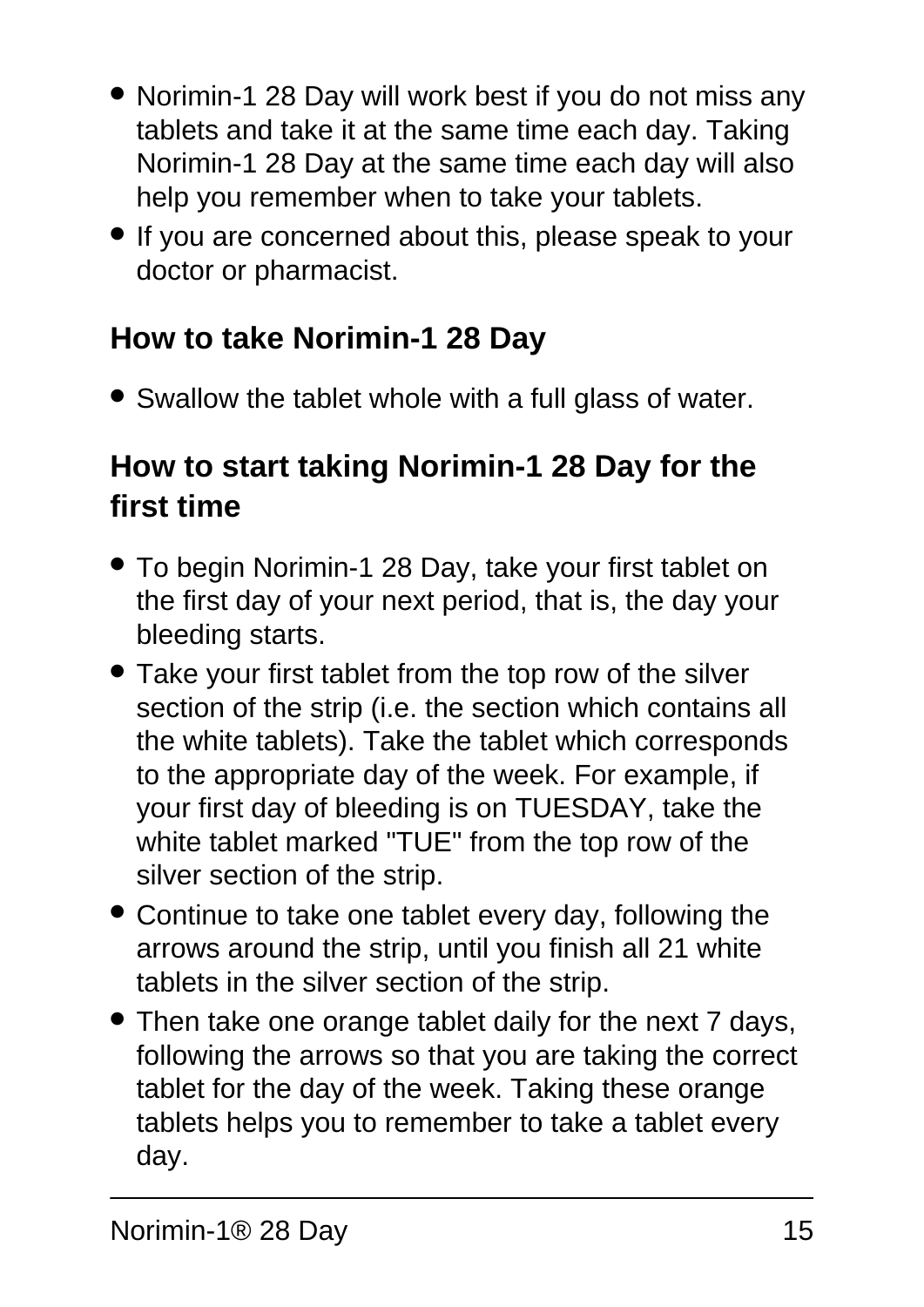- Norimin-1 28 Day will work best if you do not miss any tablets and take it at the same time each day. Taking Norimin-1 28 Day at the same time each day will also help you remember when to take your tablets.
- If you are concerned about this, please speak to your doctor or pharmacist.

## How to take Norimin-1 28 Day

- Swallow the tablet whole with a full glass of water.

## How to start taking Norimin-1 28 Day for the first time

- To begin Norimin-1 28 Day, take your first tablet on the first day of your next period, that is, the day your bleeding starts.
- Take your first tablet from the top row of the silver section of the strip (i.e. the section which contains all the white tablets). Take the tablet which corresponds to the appropriate day of the week. For example, if your first day of bleeding is on TUESDAY, take the white tablet marked "TUE" from the top row of the silver section of the strip.
- Continue to take one tablet every day, following the arrows around the strip, until you finish all 21 white tablets in the silver section of the strip.
- Then take one orange tablet daily for the next 7 days, following the arrows so that you are taking the correct tablet for the day of the week. Taking these orange tablets helps you to remember to take a tablet every day.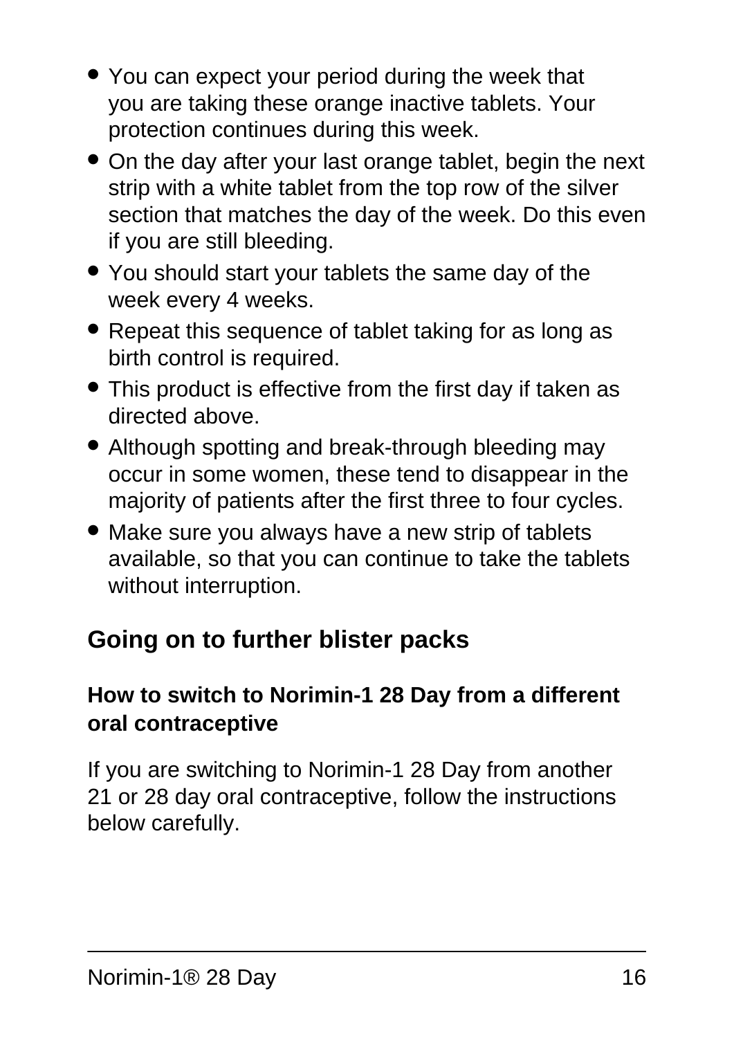- You can expect your period during the week that you are taking these orange inactive tablets. Your protection continues during this week.
- On the day after your last orange tablet, begin the next strip with a white tablet from the top row of the silver section that matches the day of the week. Do this even if you are still bleeding.
- You should start your tablets the same day of the week every 4 weeks.
- Repeat this sequence of tablet taking for as long as birth control is required.
- This product is effective from the first day if taken as directed above.
- Although spotting and break-through bleeding may occur in some women, these tend to disappear in the majority of patients after the first three to four cycles.
- Make sure you always have a new strip of tablets available, so that you can continue to take the tablets without interruption.

## Going on to further blister packs

### How to switch to Norimin-1 28 Day from a different oral contraceptive

If you are switching to Norimin-1 28 Day from another 21 or 28 day oral contraceptive, follow the instructions below carefully.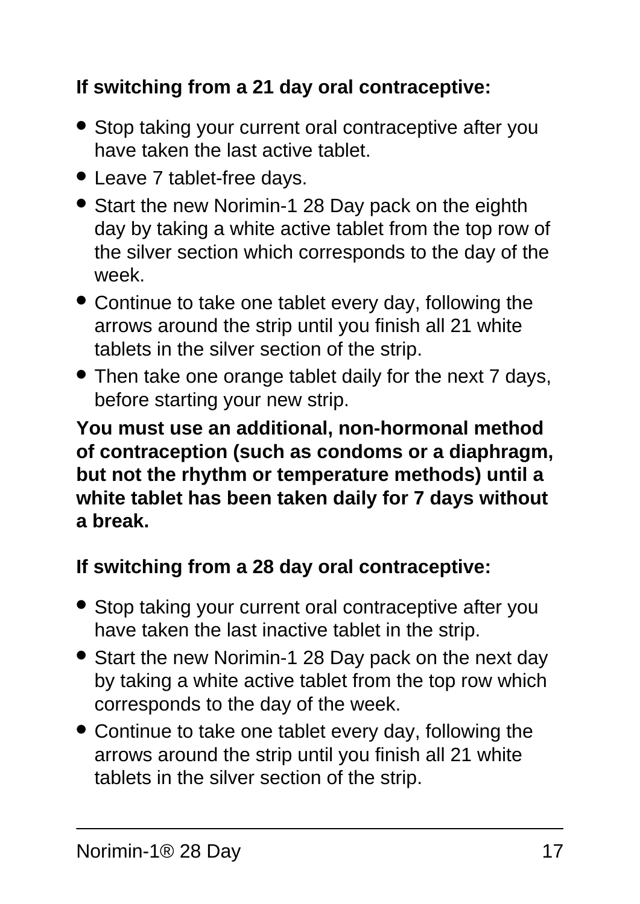**If switching from a 21 day oral contraceptive:**

- Stop taking your current oral contraceptive after you have taken the last active tablet.
- Leave 7 tablet-free days.
- Start the new Norimin-1 28 Day pack on the eighth day by taking a white active tablet from the top row of the silver section which corresponds to the day of the week.
- Continue to take one tablet every day, following the arrows around the strip until you finish all 21 white tablets in the silver section of the strip.
- Then take one orange tablet daily for the next 7 days, before starting your new strip.

**You must use an additional, non-hormonal method of contraception (such as condoms or a diaphragm, but not the rhythm or temperature methods) until a white tablet has been taken daily for 7 days without a break.**

**If switching from a 28 day oral contraceptive:**

- Stop taking your current oral contraceptive after you have taken the last inactive tablet in the strip.
- Start the new Norimin-1 28 Day pack on the next day by taking a white active tablet from the top row which corresponds to the day of the week.
- Continue to take one tablet every day, following the arrows around the strip until you finish all 21 white tablets in the silver section of the strip.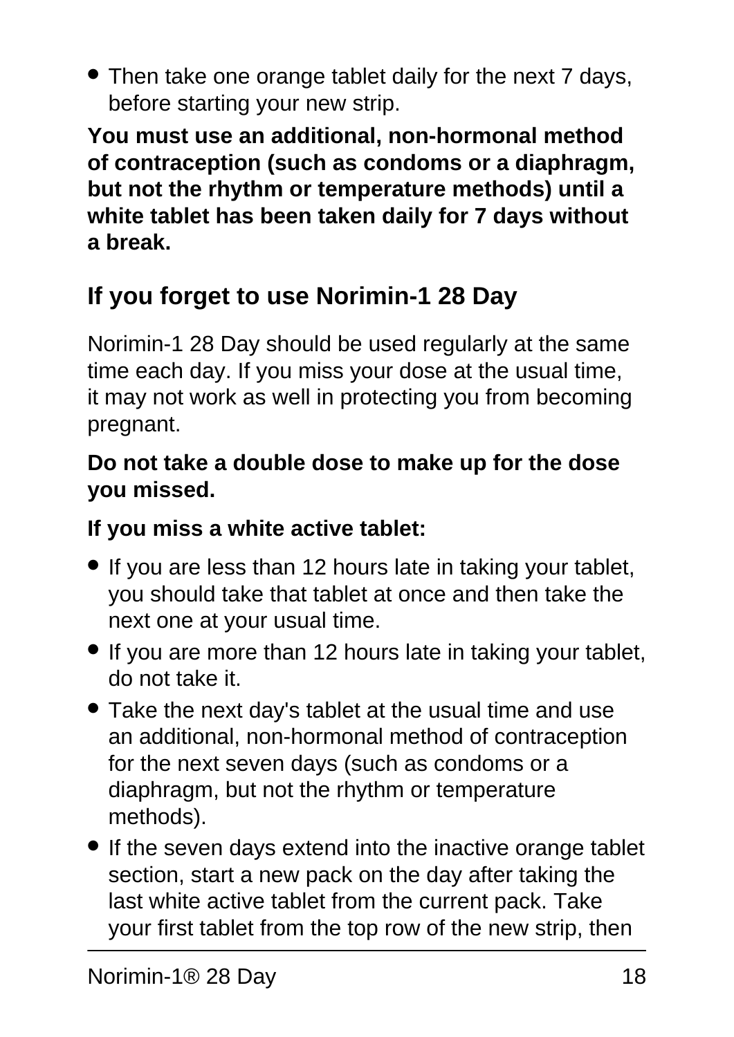- Then take one orange tablet daily for the next 7 days, before starting your new strip.

**You must use an additional, non-hormonal method of contraception (such as condoms or a diaphragm, but not the rhythm or temperature methods) until a white tablet has been taken daily for 7 days without a break.**

## If you forget to use Norimin-1 28 Day

Norimin-1 28 Day should be used regularly at the same time each day. If you miss your dose at the usual time, it may not work as well in protecting you from becoming pregnant.

**Do not take a double dose to make up for the dose you missed.**

**If you miss a white active tablet:**

- If you are less than 12 hours late in taking your tablet, you should take that tablet at once and then take the next one at your usual time.
- If you are more than 12 hours late in taking your tablet, do not take it.
- Take the next day's tablet at the usual time and use an additional, non-hormonal method of contraception for the next seven days (such as condoms or a diaphragm, but not the rhythm or temperature methods).
- If the seven days extend into the inactive orange tablet section, start a new pack on the day after taking the last white active tablet from the current pack. Take your first tablet from the top row of the new strip, then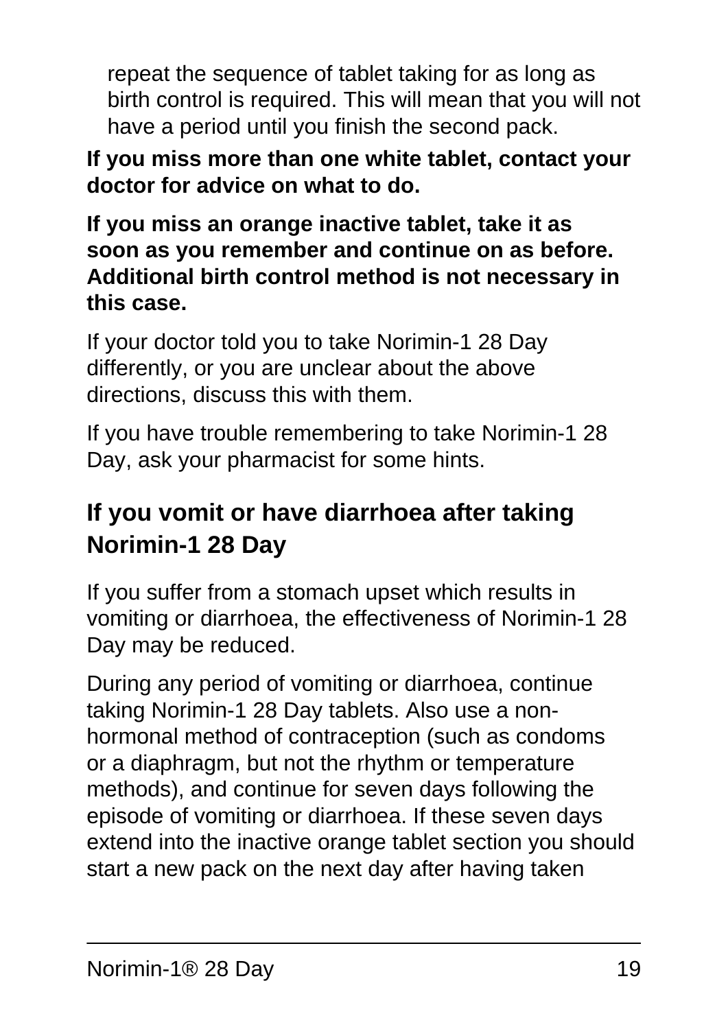repeat the sequence of tablet taking for as long as birth control is required. This will mean that you will not have a period until you finish the second pack.

**If you miss more than one white tablet, contact your doctor for advice on what to do.**

**If you miss an orange inactive tablet, take it as soon as you remember and continue on as before. Additional birth control method is not necessary in this case.**

If your doctor told you to take Norimin-1 28 Day differently, or you are unclear about the above directions, discuss this with them.

If you have trouble remembering to take Norimin-1 28 Day, ask your pharmacist for some hints.

## If you vomit or have diarrhoea after taking Norimin-1 28 Day

If you suffer from a stomach upset which results in vomiting or diarrhoea, the effectiveness of Norimin-1 28 Day may be reduced.

During any period of vomiting or diarrhoea, continue taking Norimin-1 28 Day tablets. Also use a non-hormonal method of contraception (such as condoms or a diaphragm, but not the rhythm or temperature methods), and continue for seven days following the episode of vomiting or diarrhoea. If these seven days extend into the inactive orange tablet section you should start a new pack on the next day after having taken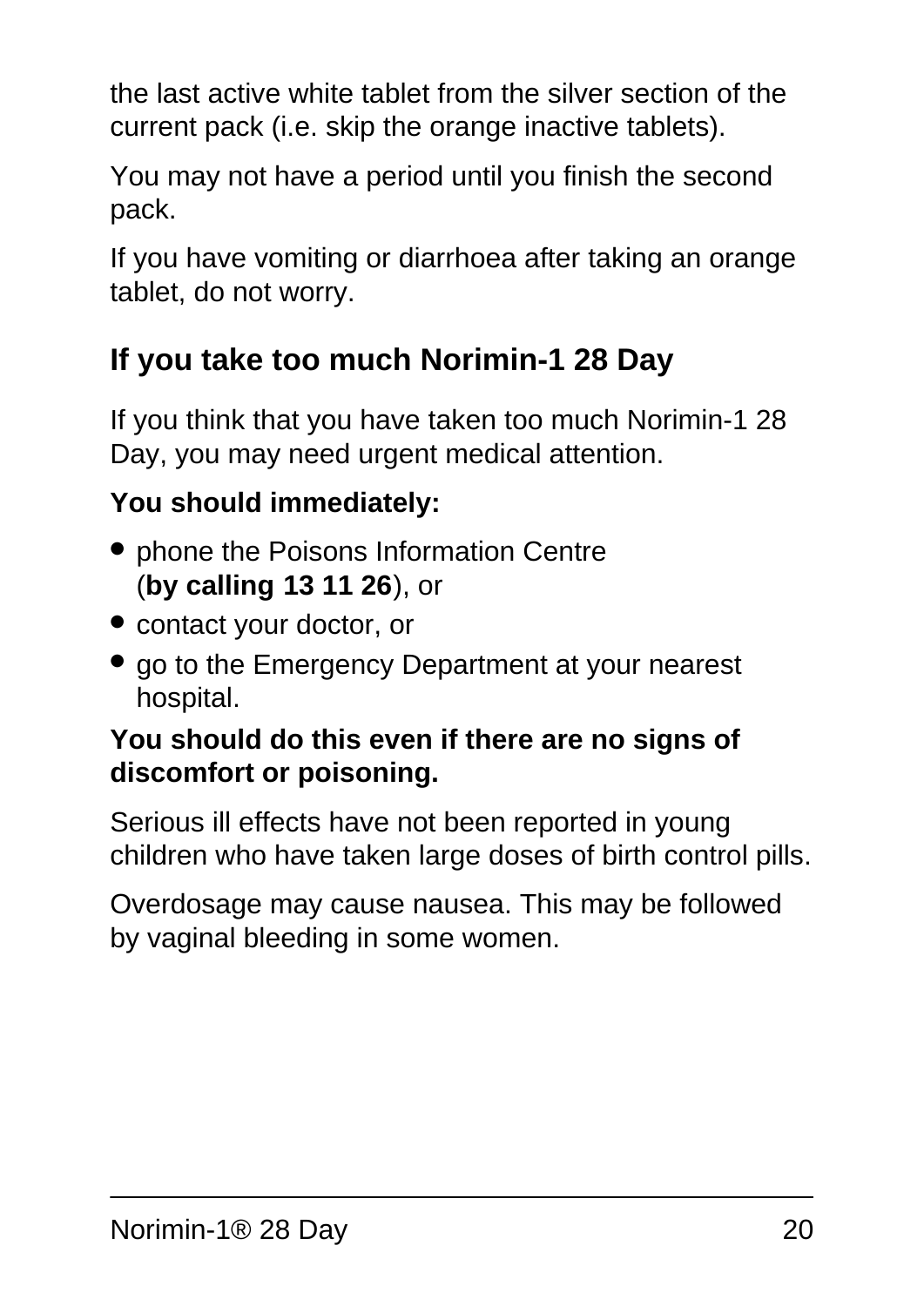the last active white tablet from the silver section of the current pack (i.e. skip the orange inactive tablets).

You may not have a period until you finish the second pack.

If you have vomiting or diarrhoea after taking an orange tablet, do not worry.

## If you take too much Norimin-1 28 Day

If you think that you have taken too much Norimin-1 28 Day, you may need urgent medical attention.

**You should immediately:**

- phone the Poisons Information Centre (**by calling 13 11 26**), or
- contact your doctor, or
- go to the Emergency Department at your nearest hospital.

**You should do this even if there are no signs of discomfort or poisoning.**

Serious ill effects have not been reported in young children who have taken large doses of birth control pills.

Overdosage may cause nausea. This may be followed by vaginal bleeding in some women.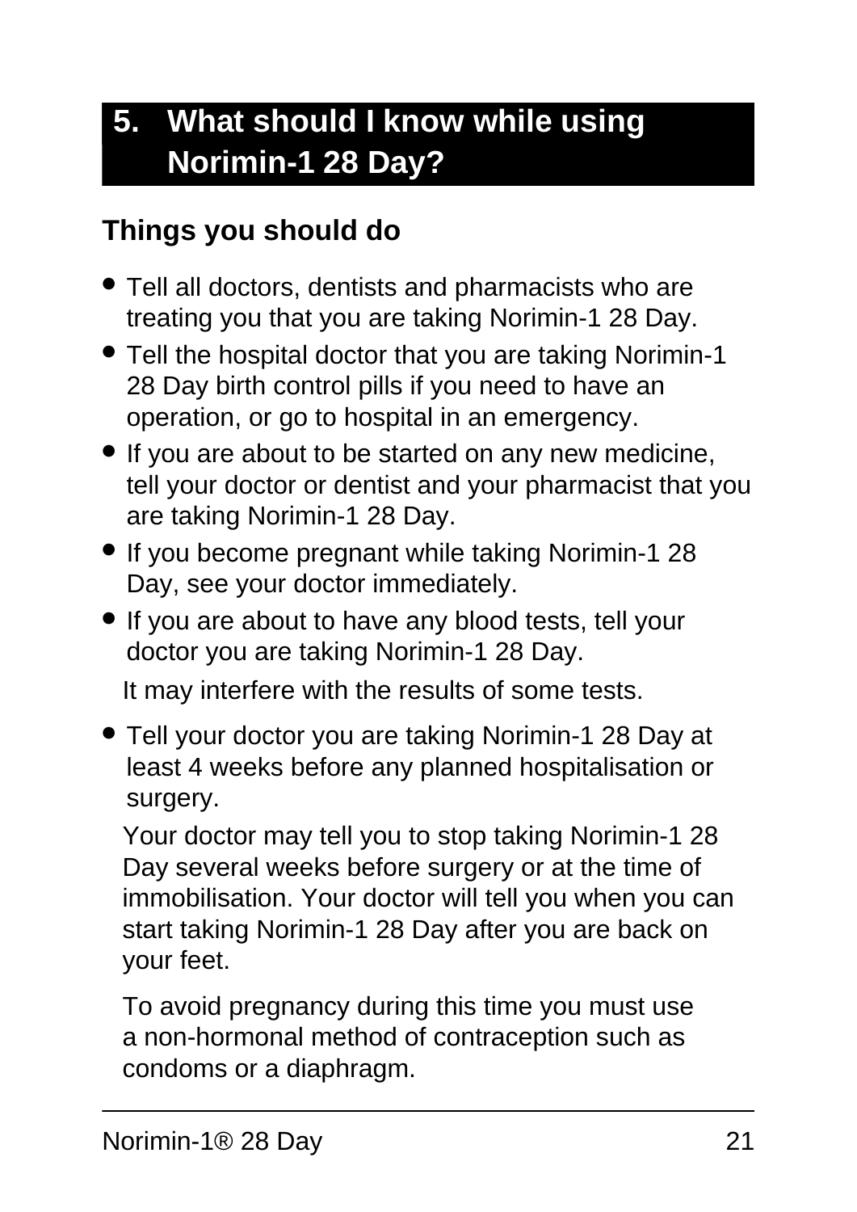## 5. What should I know while using Norimin-1 28 Day?

### Things you should do

- Tell all doctors, dentists and pharmacists who are treating you that you are taking Norimin-1 28 Day.
- Tell the hospital doctor that you are taking Norimin-1 28 Day birth control pills if you need to have an operation, or go to hospital in an emergency.
- If you are about to be started on any new medicine, tell your doctor or dentist and your pharmacist that you are taking Norimin-1 28 Day.
- If you become pregnant while taking Norimin-1 28 Day, see your doctor immediately.
- If you are about to have any blood tests, tell your doctor you are taking Norimin-1 28 Day.

  It may interfere with the results of some tests.

- Tell your doctor you are taking Norimin-1 28 Day at least 4 weeks before any planned hospitalisation or surgery.

  Your doctor may tell you to stop taking Norimin-1 28 Day several weeks before surgery or at the time of immobilisation. Your doctor will tell you when you can start taking Norimin-1 28 Day after you are back on your feet.

  To avoid pregnancy during this time you must use a non-hormonal method of contraception such as condoms or a diaphragm.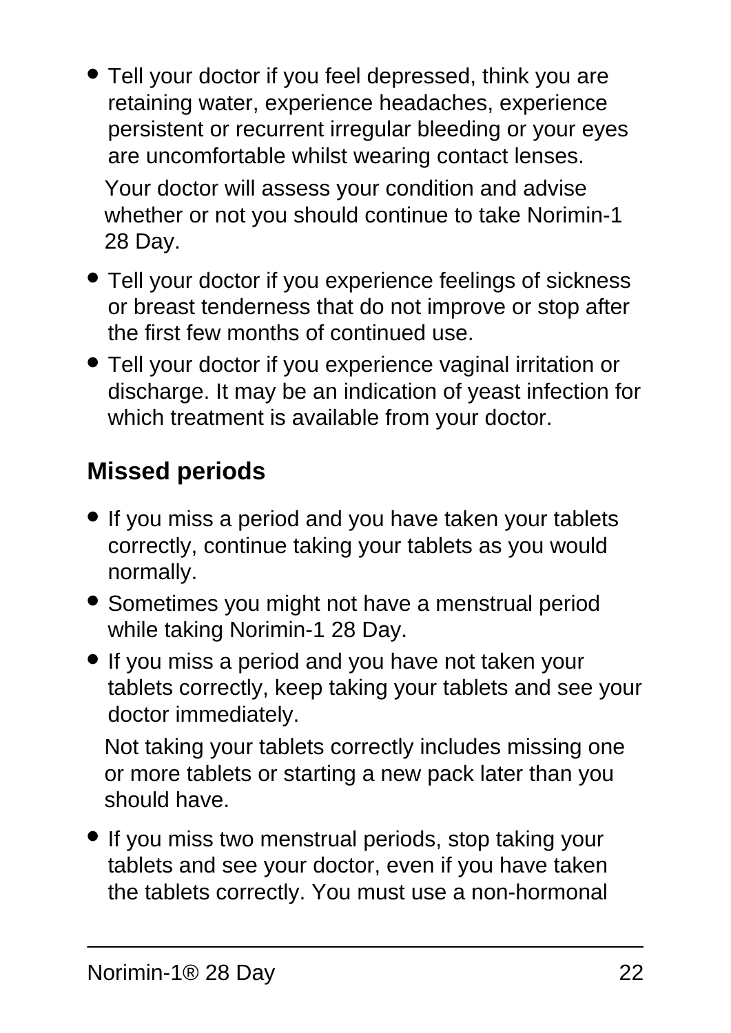- Tell your doctor if you feel depressed, think you are retaining water, experience headaches, experience persistent or recurrent irregular bleeding or your eyes are uncomfortable whilst wearing contact lenses.

  Your doctor will assess your condition and advise whether or not you should continue to take Norimin-1 28 Day.

- Tell your doctor if you experience feelings of sickness or breast tenderness that do not improve or stop after the first few months of continued use.
- Tell your doctor if you experience vaginal irritation or discharge. It may be an indication of yeast infection for which treatment is available from your doctor.

## Missed periods

- If you miss a period and you have taken your tablets correctly, continue taking your tablets as you would normally.
- Sometimes you might not have a menstrual period while taking Norimin-1 28 Day.
- If you miss a period and you have not taken your tablets correctly, keep taking your tablets and see your doctor immediately.

  Not taking your tablets correctly includes missing one or more tablets or starting a new pack later than you should have.

- If you miss two menstrual periods, stop taking your tablets and see your doctor, even if you have taken the tablets correctly. You must use a non-hormonal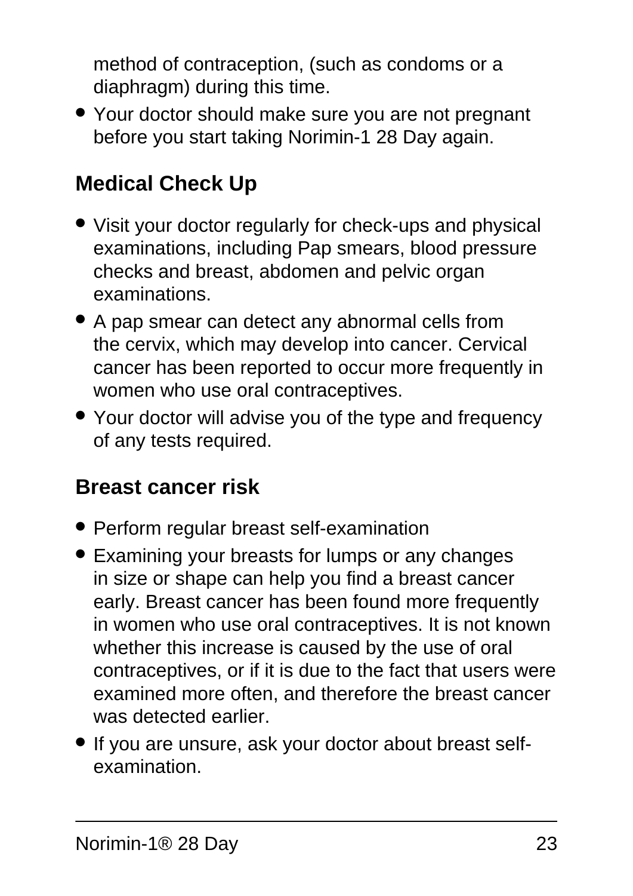method of contraception, (such as condoms or a diaphragm) during this time.

- Your doctor should make sure you are not pregnant before you start taking Norimin-1 28 Day again.

## Medical Check Up

- Visit your doctor regularly for check-ups and physical examinations, including Pap smears, blood pressure checks and breast, abdomen and pelvic organ examinations.
- A pap smear can detect any abnormal cells from the cervix, which may develop into cancer. Cervical cancer has been reported to occur more frequently in women who use oral contraceptives.
- Your doctor will advise you of the type and frequency of any tests required.

## Breast cancer risk

- Perform regular breast self-examination
- Examining your breasts for lumps or any changes in size or shape can help you find a breast cancer early. Breast cancer has been found more frequently in women who use oral contraceptives. It is not known whether this increase is caused by the use of oral contraceptives, or if it is due to the fact that users were examined more often, and therefore the breast cancer was detected earlier.
- If you are unsure, ask your doctor about breast self-examination.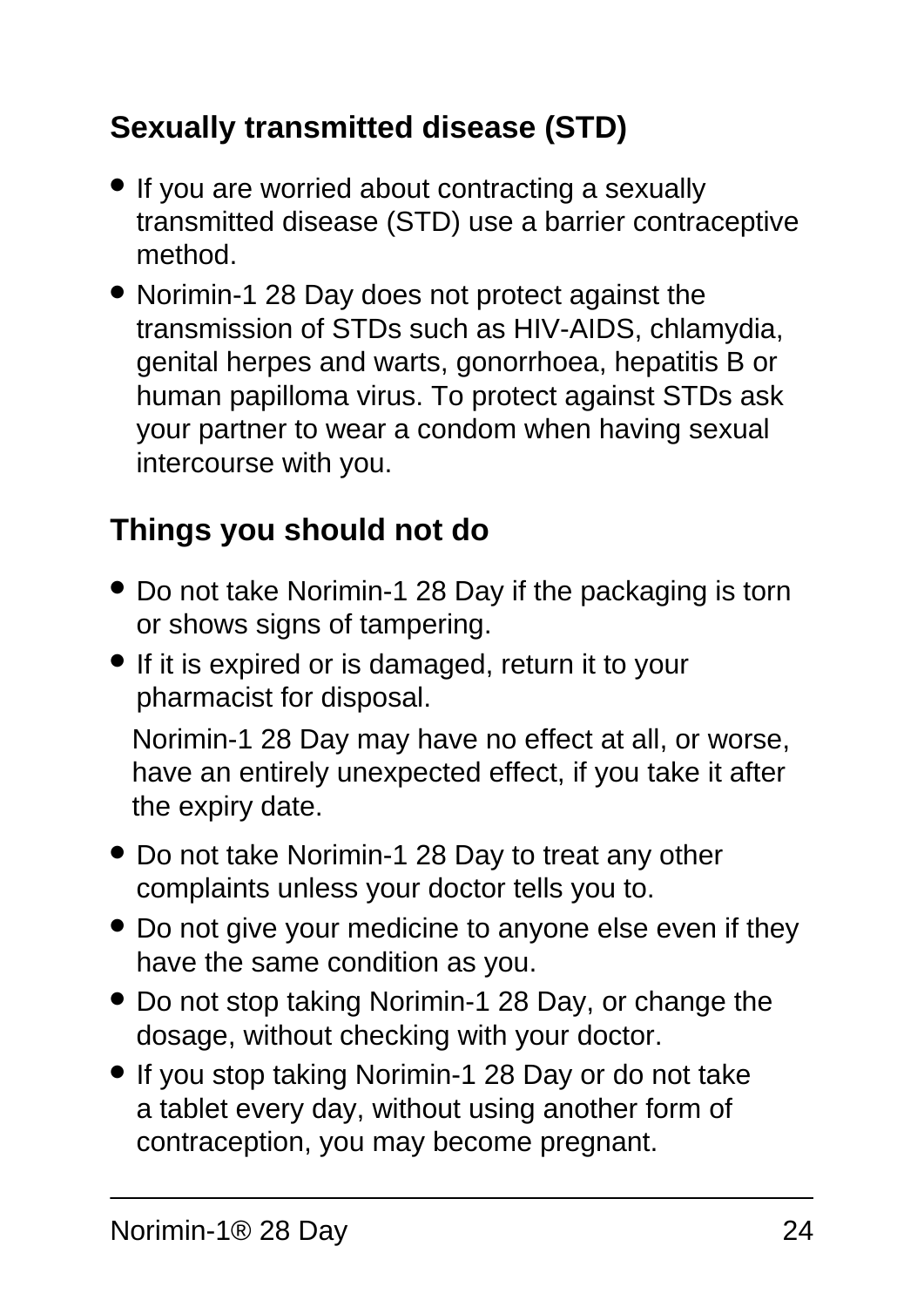## Sexually transmitted disease (STD)

- If you are worried about contracting a sexually transmitted disease (STD) use a barrier contraceptive method.
- Norimin-1 28 Day does not protect against the transmission of STDs such as HIV-AIDS, chlamydia, genital herpes and warts, gonorrhoea, hepatitis B or human papilloma virus. To protect against STDs ask your partner to wear a condom when having sexual intercourse with you.

## Things you should not do

- Do not take Norimin-1 28 Day if the packaging is torn or shows signs of tampering.
- If it is expired or is damaged, return it to your pharmacist for disposal.

  Norimin-1 28 Day may have no effect at all, or worse, have an entirely unexpected effect, if you take it after the expiry date.

- Do not take Norimin-1 28 Day to treat any other complaints unless your doctor tells you to.
- Do not give your medicine to anyone else even if they have the same condition as you.
- Do not stop taking Norimin-1 28 Day, or change the dosage, without checking with your doctor.
- If you stop taking Norimin-1 28 Day or do not take a tablet every day, without using another form of contraception, you may become pregnant.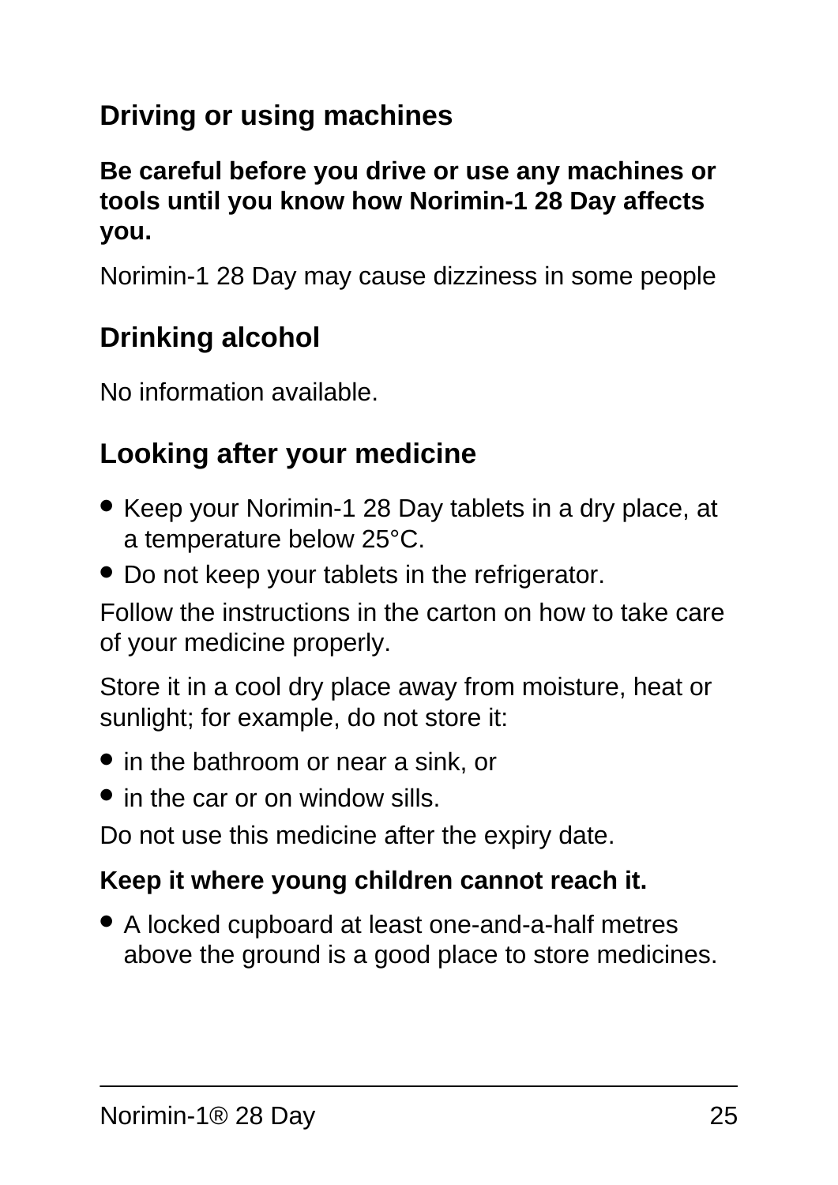## Driving or using machines

**Be careful before you drive or use any machines or tools until you know how Norimin-1 28 Day affects you.**

Norimin-1 28 Day may cause dizziness in some people

## Drinking alcohol

No information available.

## Looking after your medicine

- Keep your Norimin-1 28 Day tablets in a dry place, at a temperature below 25°C.
- Do not keep your tablets in the refrigerator.

Follow the instructions in the carton on how to take care of your medicine properly.

Store it in a cool dry place away from moisture, heat or sunlight; for example, do not store it:

- in the bathroom or near a sink, or
- in the car or on window sills.

Do not use this medicine after the expiry date.

**Keep it where young children cannot reach it.**

- A locked cupboard at least one-and-a-half metres above the ground is a good place to store medicines.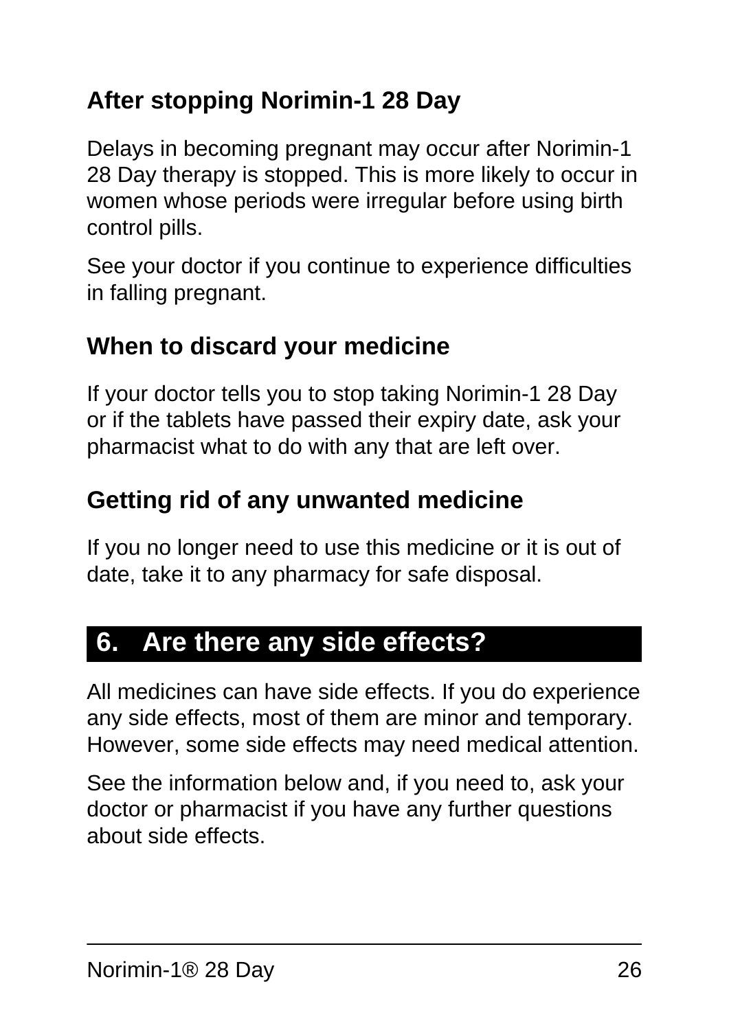### After stopping Norimin-1 28 Day

Delays in becoming pregnant may occur after Norimin-1 28 Day therapy is stopped. This is more likely to occur in women whose periods were irregular before using birth control pills.

See your doctor if you continue to experience difficulties in falling pregnant.

### When to discard your medicine

If your doctor tells you to stop taking Norimin-1 28 Day or if the tablets have passed their expiry date, ask your pharmacist what to do with any that are left over.

### Getting rid of any unwanted medicine

If you no longer need to use this medicine or it is out of date, take it to any pharmacy for safe disposal.

## 6. Are there any side effects?

All medicines can have side effects. If you do experience any side effects, most of them are minor and temporary. However, some side effects may need medical attention.

See the information below and, if you need to, ask your doctor or pharmacist if you have any further questions about side effects.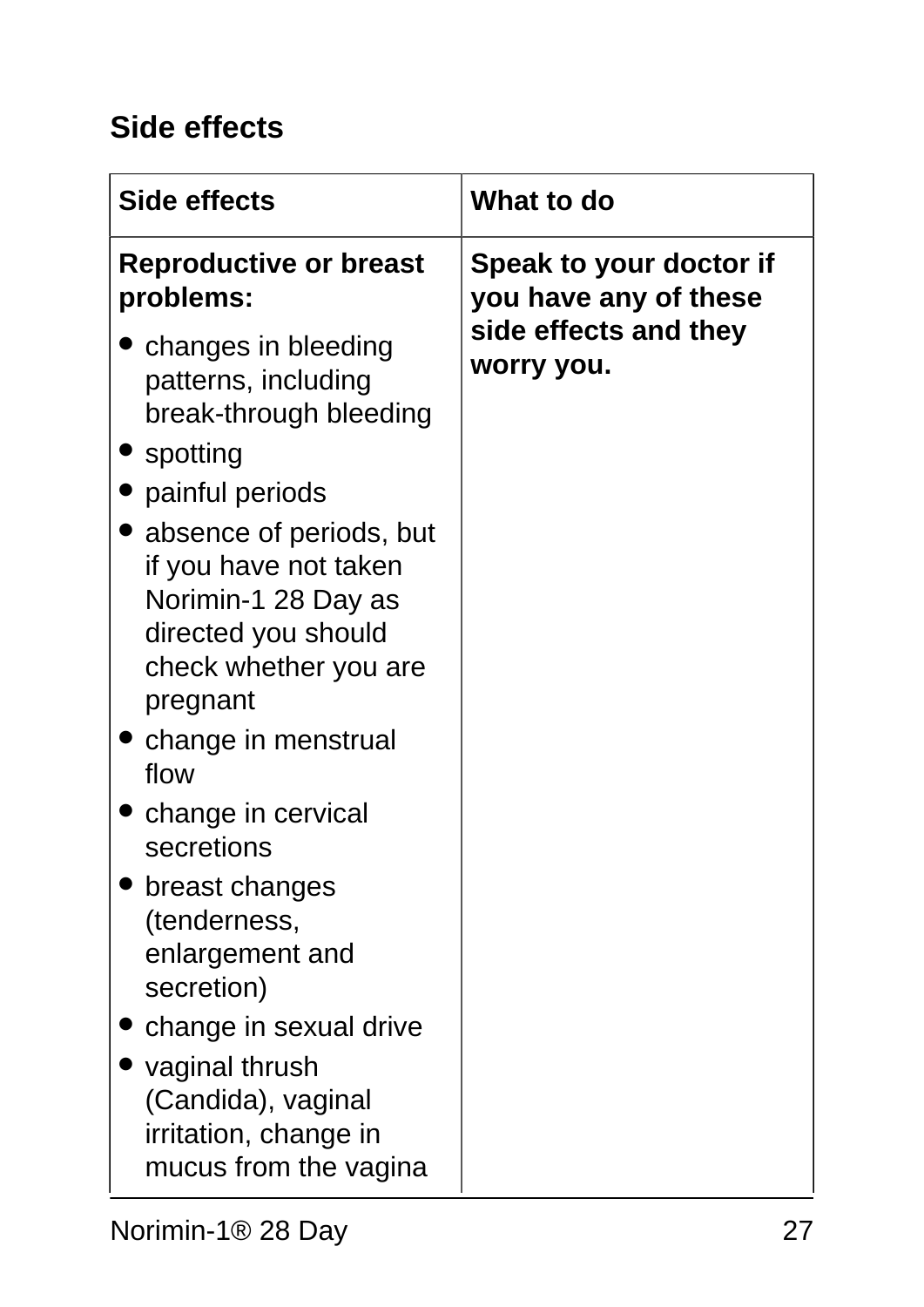## Side effects

| Side effects | What to do |
|---|---|
| **Reproductive or breast problems:**<br>• changes in bleeding patterns, including break-through bleeding<br>• spotting<br>• painful periods<br>• absence of periods, but if you have not taken Norimin-1 28 Day as directed you should check whether you are pregnant<br>• change in menstrual flow<br>• change in cervical secretions<br>• breast changes (tenderness, enlargement and secretion)<br>• change in sexual drive<br>• vaginal thrush (Candida), vaginal irritation, change in mucus from the vagina | **Speak to your doctor if you have any of these side effects and they worry you.** |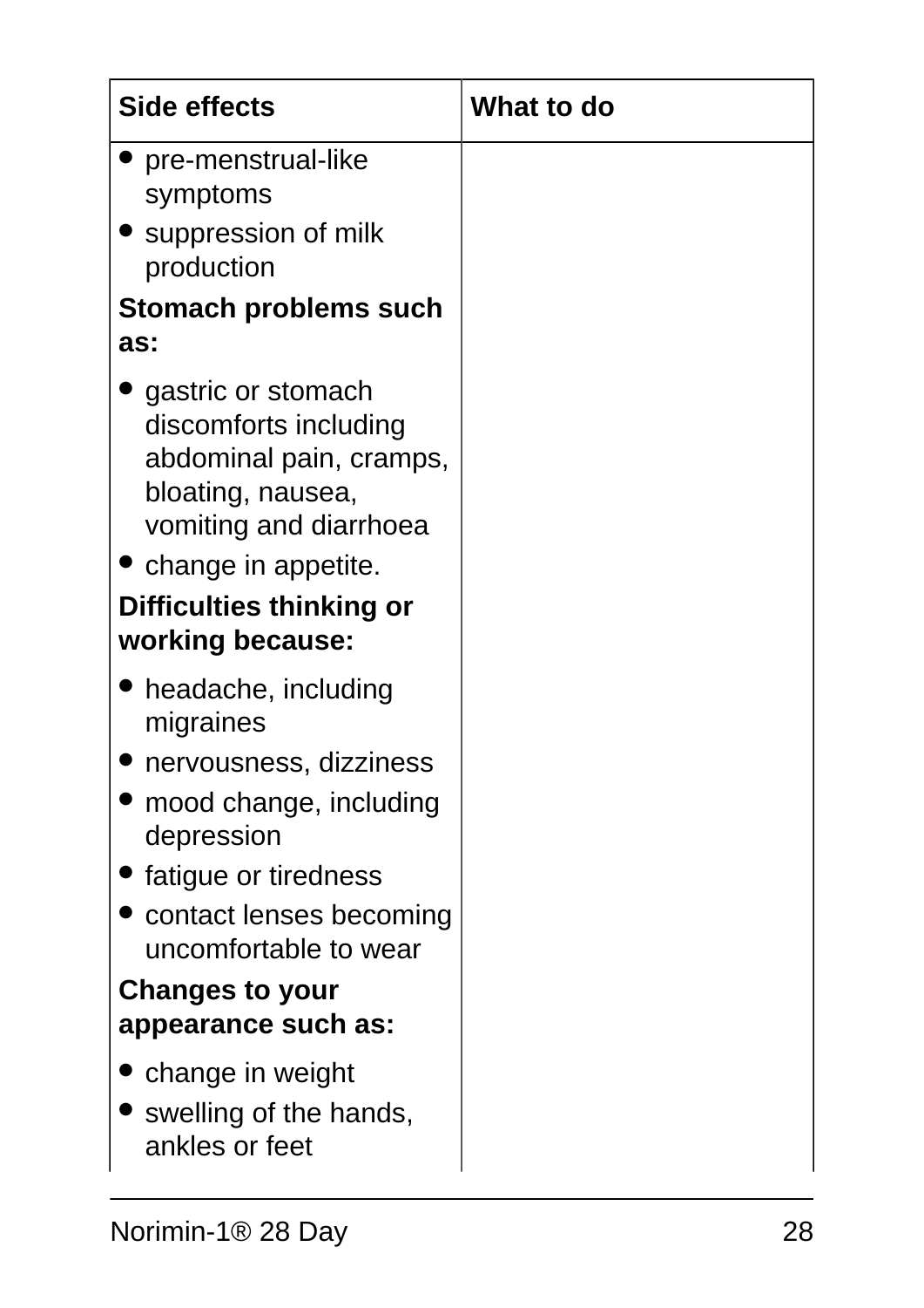| Side effects | What to do |
| --- | --- |
| • pre-menstrual-like symptoms<br>• suppression of milk production<br>**Stomach problems such as:**<br>• gastric or stomach discomforts including abdominal pain, cramps, bloating, nausea, vomiting and diarrhoea<br>• change in appetite.<br>**Difficulties thinking or working because:**<br>• headache, including migraines<br>• nervousness, dizziness<br>• mood change, including depression<br>• fatigue or tiredness<br>• contact lenses becoming uncomfortable to wear<br>**Changes to your appearance such as:**<br>• change in weight<br>• swelling of the hands, ankles or feet | |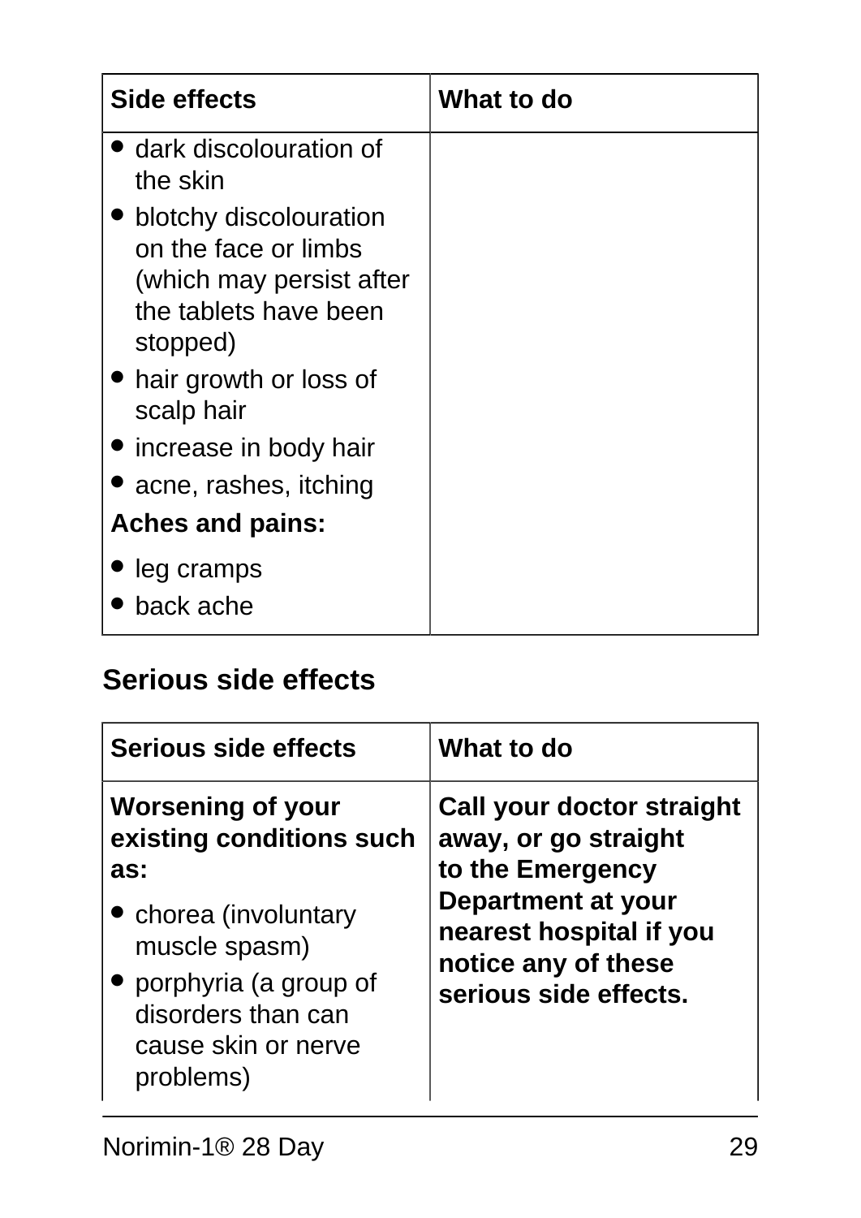| Side effects | What to do |
| --- | --- |
| • dark discolouration of the skin<br>• blotchy discolouration on the face or limbs (which may persist after the tablets have been stopped)<br>• hair growth or loss of scalp hair<br>• increase in body hair<br>• acne, rashes, itching<br>**Aches and pains:**<br>• leg cramps<br>• back ache | |

## Serious side effects

| Serious side effects | What to do |
| --- | --- |
| **Worsening of your existing conditions such as:**<br>• chorea (involuntary muscle spasm)<br>• porphyria (a group of disorders than can cause skin or nerve problems) | **Call your doctor straight away, or go straight to the Emergency Department at your nearest hospital if you notice any of these serious side effects.** |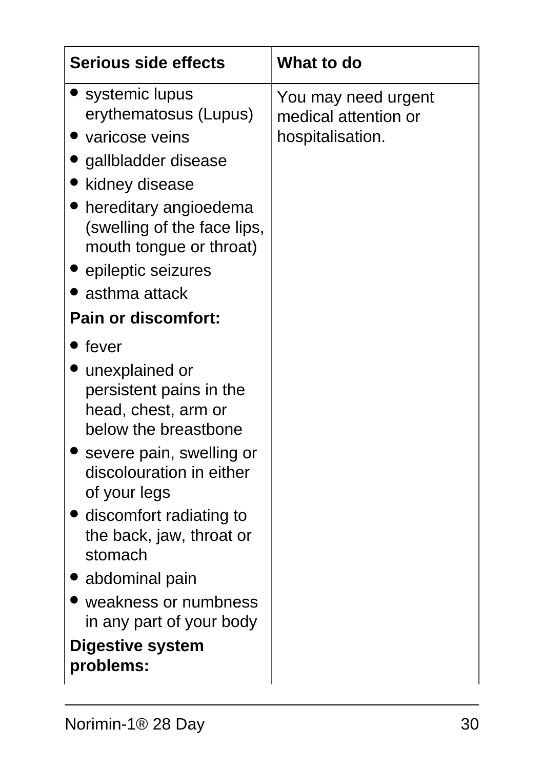| Serious side effects | What to do |
| --- | --- |
| • systemic lupus erythematosus (Lupus)<br>• varicose veins<br>• gallbladder disease<br>• kidney disease<br>• hereditary angioedema (swelling of the face lips, mouth tongue or throat)<br>• epileptic seizures<br>• asthma attack<br>**Pain or discomfort:**<br>• fever<br>• unexplained or persistent pains in the head, chest, arm or below the breastbone<br>• severe pain, swelling or discolouration in either of your legs<br>• discomfort radiating to the back, jaw, throat or stomach<br>• abdominal pain<br>• weakness or numbness in any part of your body<br>**Digestive system problems:** | You may need urgent medical attention or hospitalisation. |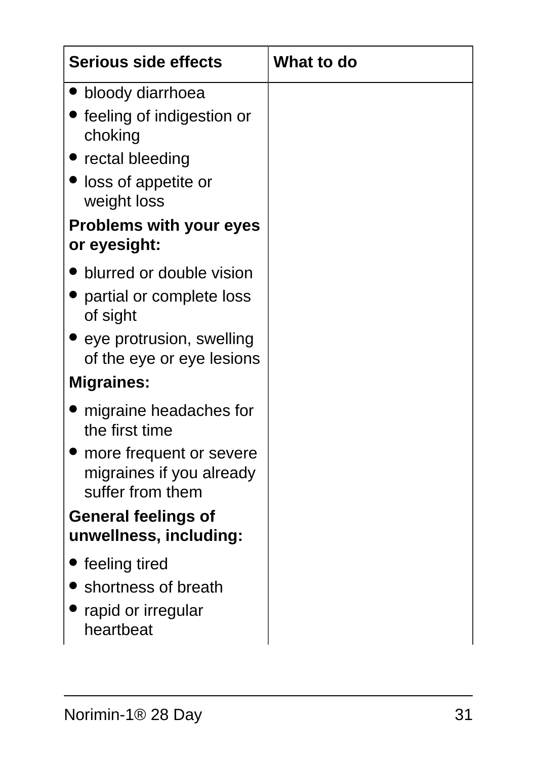| Serious side effects | What to do |
| --- | --- |
| • bloody diarrhoea<br>• feeling of indigestion or choking<br>• rectal bleeding<br>• loss of appetite or weight loss<br>**Problems with your eyes or eyesight:**<br>• blurred or double vision<br>• partial or complete loss of sight<br>• eye protrusion, swelling of the eye or eye lesions<br>**Migraines:**<br>• migraine headaches for the first time<br>• more frequent or severe migraines if you already suffer from them<br>**General feelings of unwellness, including:**<br>• feeling tired<br>• shortness of breath<br>• rapid or irregular heartbeat | |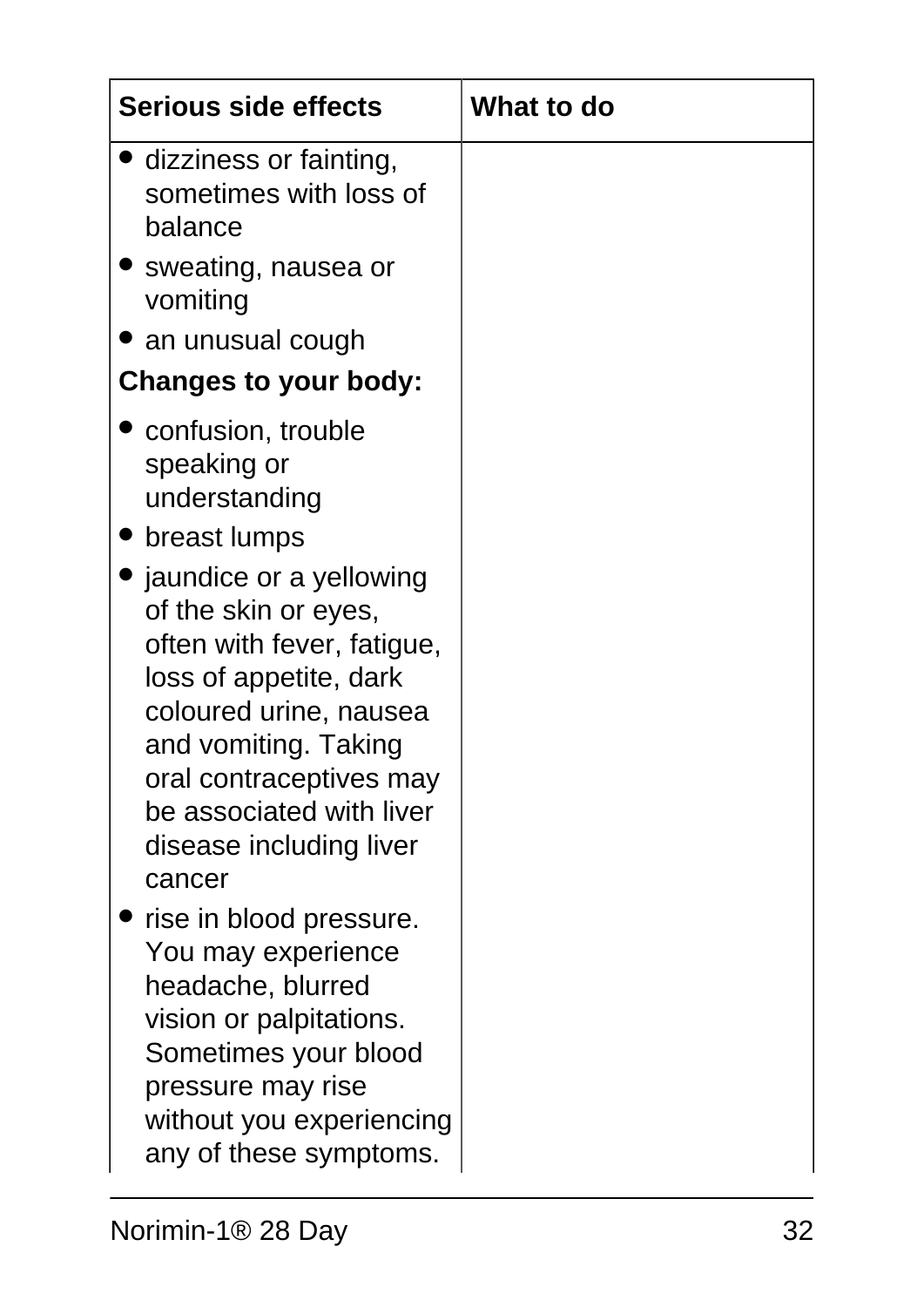| Serious side effects | What to do |
|---|---|
| • dizziness or fainting, sometimes with loss of balance<br>• sweating, nausea or vomiting<br>• an unusual cough<br>**Changes to your body:**<br>• confusion, trouble speaking or understanding<br>• breast lumps<br>• jaundice or a yellowing of the skin or eyes, often with fever, fatigue, loss of appetite, dark coloured urine, nausea and vomiting. Taking oral contraceptives may be associated with liver disease including liver cancer<br>• rise in blood pressure. You may experience headache, blurred vision or palpitations. Sometimes your blood pressure may rise without you experiencing any of these symptoms. | |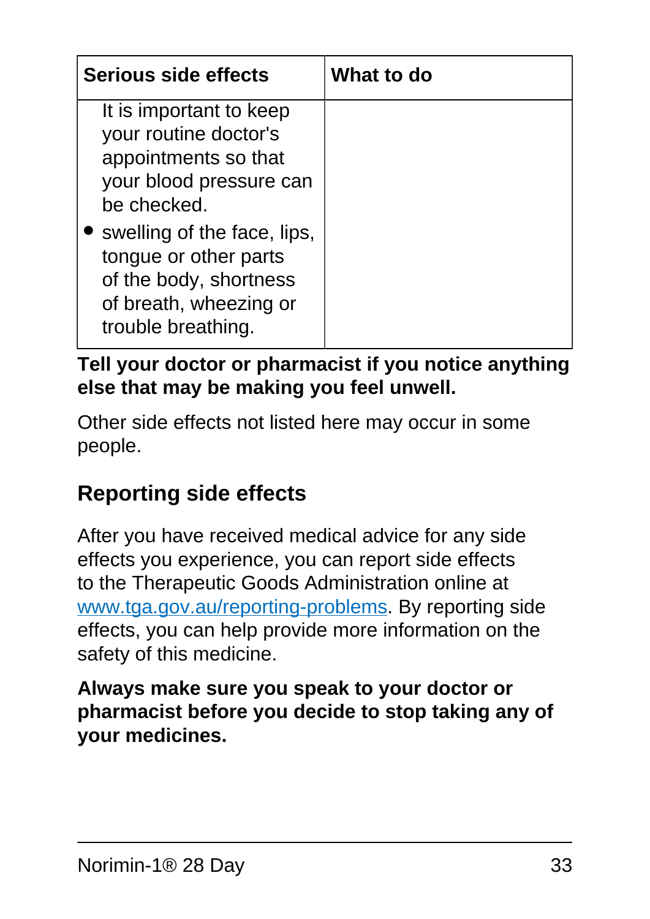| Serious side effects | What to do |
| --- | --- |
| It is important to keep your routine doctor's appointments so that your blood pressure can be checked.<br>• swelling of the face, lips, tongue or other parts of the body, shortness of breath, wheezing or trouble breathing. | |

**Tell your doctor or pharmacist if you notice anything else that may be making you feel unwell.**

Other side effects not listed here may occur in some people.

## Reporting side effects

After you have received medical advice for any side effects you experience, you can report side effects to the Therapeutic Goods Administration online at [www.tga.gov.au/reporting-problems](http://www.tga.gov.au/reporting-problems). By reporting side effects, you can help provide more information on the safety of this medicine.

**Always make sure you speak to your doctor or pharmacist before you decide to stop taking any of your medicines.**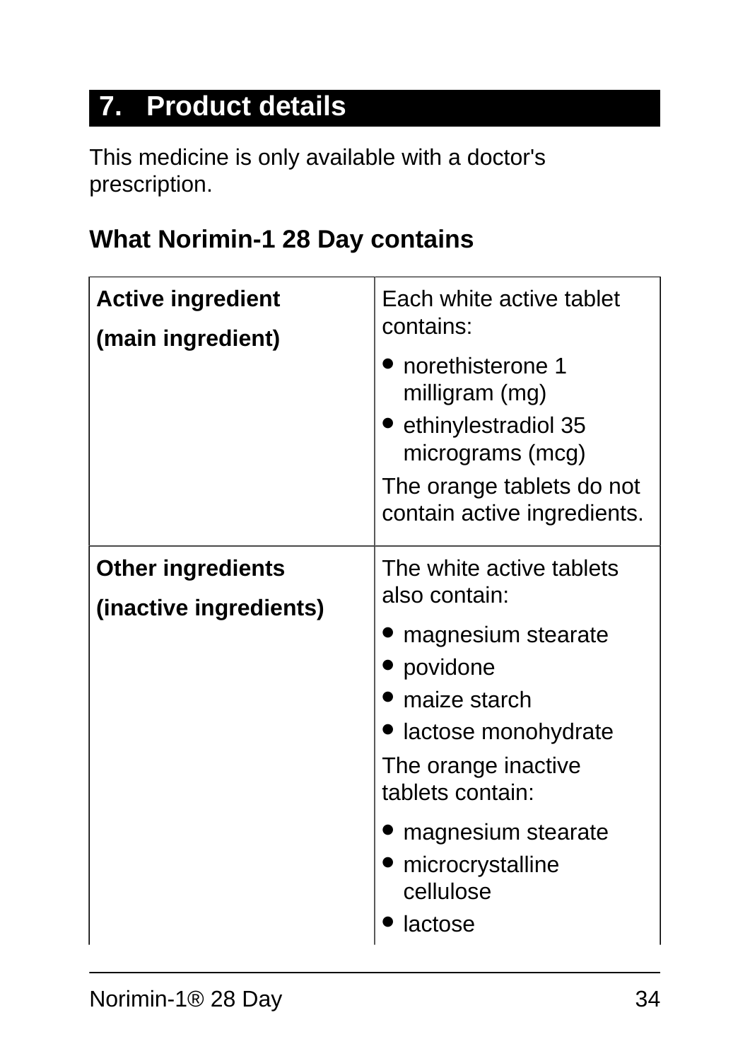## 7. Product details

This medicine is only available with a doctor's prescription.

### What Norimin-1 28 Day contains

| | |
|---|---|
| **Active ingredient**<br>**(main ingredient)** | Each white active tablet contains:<br>• norethisterone 1 milligram (mg)<br>• ethinylestradiol 35 micrograms (mcg)<br>The orange tablets do not contain active ingredients. |
| **Other ingredients**<br>**(inactive ingredients)** | The white active tablets also contain:<br>• magnesium stearate<br>• povidone<br>• maize starch<br>• lactose monohydrate<br>The orange inactive tablets contain:<br>• magnesium stearate<br>• microcrystalline cellulose<br>• lactose |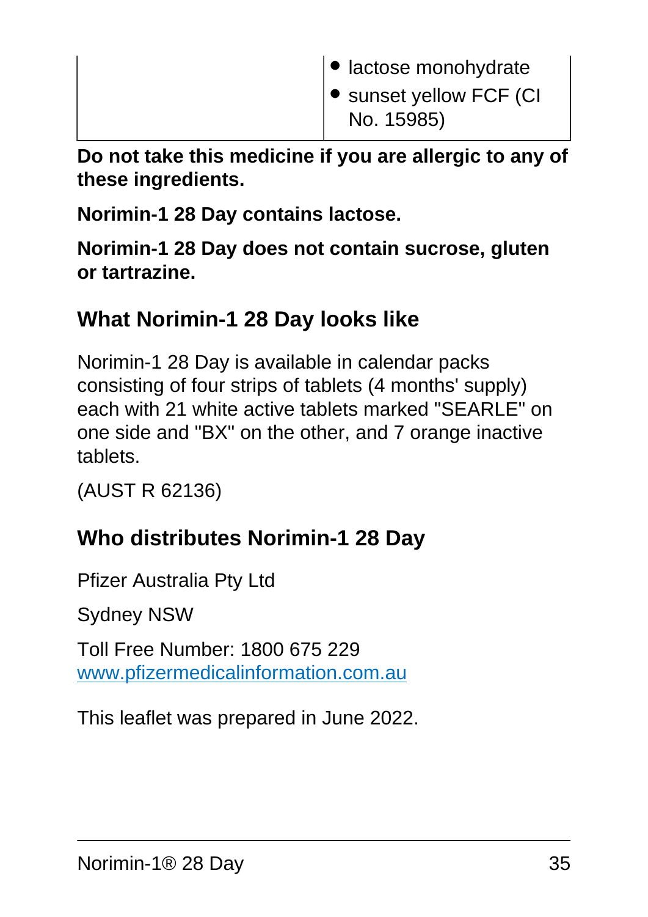| | |
|---|---|
| | • lactose monohydrate<br>• sunset yellow FCF (CI No. 15985) |

**Do not take this medicine if you are allergic to any of these ingredients.**

**Norimin-1 28 Day contains lactose.**

**Norimin-1 28 Day does not contain sucrose, gluten or tartrazine.**

## What Norimin-1 28 Day looks like

Norimin-1 28 Day is available in calendar packs consisting of four strips of tablets (4 months' supply) each with 21 white active tablets marked "SEARLE" on one side and "BX" on the other, and 7 orange inactive tablets.

(AUST R 62136)

## Who distributes Norimin-1 28 Day

Pfizer Australia Pty Ltd

Sydney NSW

Toll Free Number: 1800 675 229
www.pfizermedicalinformation.com.au

This leaflet was prepared in June 2022.